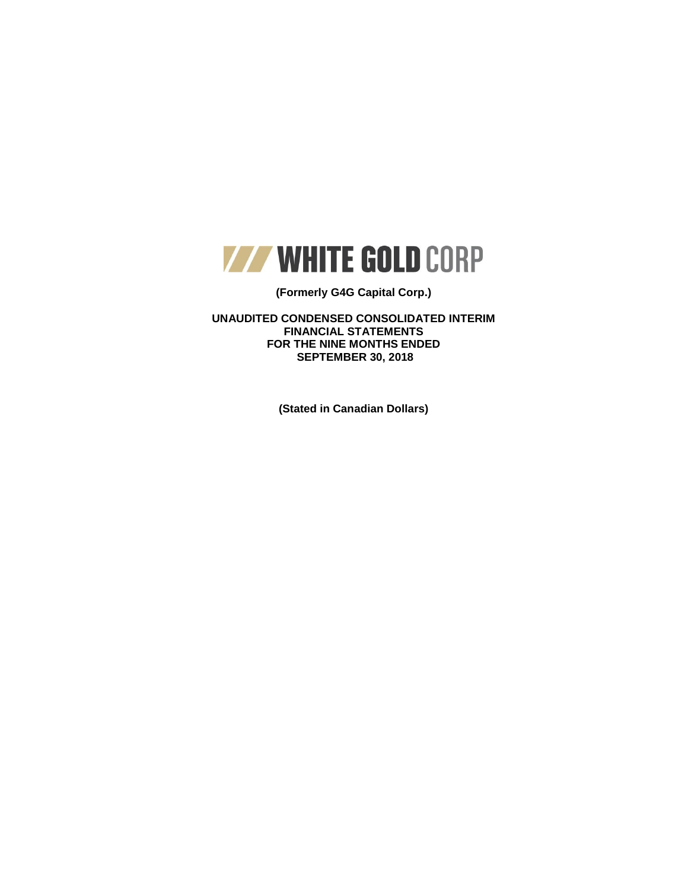# WHITE GOLD CORP

**(Formerly G4G Capital Corp.)**

**UNAUDITED CONDENSED CONSOLIDATED INTERIM FINANCIAL STATEMENTS FOR THE NINE MONTHS ENDED SEPTEMBER 30, 2018**

**(Stated in Canadian Dollars)**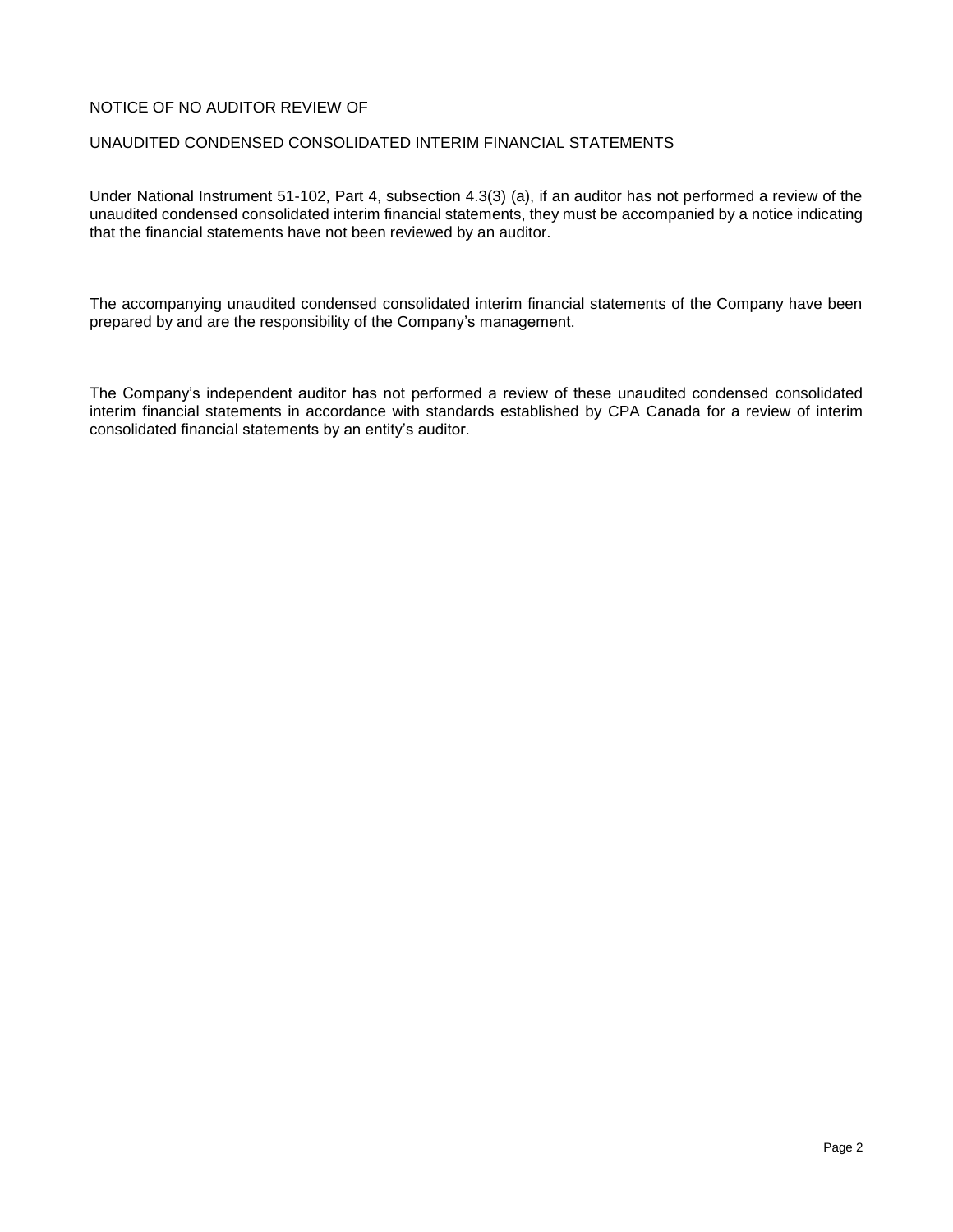# NOTICE OF NO AUDITOR REVIEW OF

# UNAUDITED CONDENSED CONSOLIDATED INTERIM FINANCIAL STATEMENTS

Under National Instrument 51-102, Part 4, subsection 4.3(3) (a), if an auditor has not performed a review of the unaudited condensed consolidated interim financial statements, they must be accompanied by a notice indicating that the financial statements have not been reviewed by an auditor.

The accompanying unaudited condensed consolidated interim financial statements of the Company have been prepared by and are the responsibility of the Company's management.

The Company's independent auditor has not performed a review of these unaudited condensed consolidated interim financial statements in accordance with standards established by CPA Canada for a review of interim consolidated financial statements by an entity's auditor.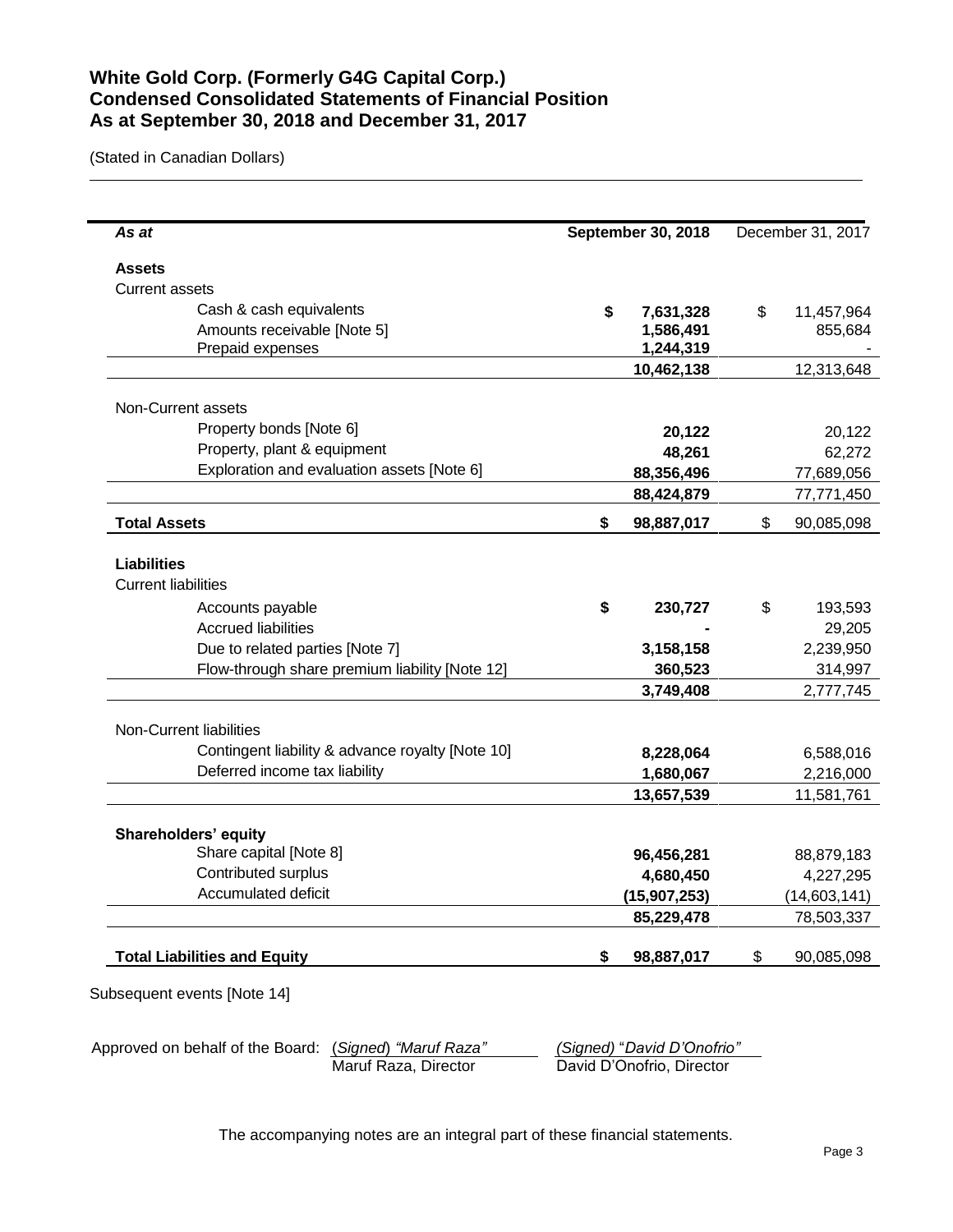# White Gold Corp. (Formerly G4G Capital Corp.)
# Condensed Consolidated Statements of Financial Position
# As at September 30, 2018 and December 31, 2017

(Stated in Canadian Dollars)

| *As at* | **September 30, 2018** | December 31, 2017 |
|---|---|---|
| **Assets** | | |
| Current assets | | |
| Cash & cash equivalents | **$ 7,631,328** | $ 11,457,964 |
| Amounts receivable [Note 5] | **1,586,491** | 855,684 |
| Prepaid expenses | **1,244,319** | - |
| | **10,462,138** | 12,313,648 |
| Non-Current assets | | |
| Property bonds [Note 6] | **20,122** | 20,122 |
| Property, plant & equipment | **48,261** | 62,272 |
| Exploration and evaluation assets [Note 6] | **88,356,496** | 77,689,056 |
| | **88,424,879** | 77,771,450 |
| **Total Assets** | **$ 98,887,017** | $ 90,085,098 |
| **Liabilities** | | |
| Current liabilities | | |
| Accounts payable | **$ 230,727** | $ 193,593 |
| Accrued liabilities | **-** | 29,205 |
| Due to related parties [Note 7] | **3,158,158** | 2,239,950 |
| Flow-through share premium liability [Note 12] | **360,523** | 314,997 |
| | **3,749,408** | 2,777,745 |
| Non-Current liabilities | | |
| Contingent liability & advance royalty [Note 10] | **8,228,064** | 6,588,016 |
| Deferred income tax liability | **1,680,067** | 2,216,000 |
| | **13,657,539** | 11,581,761 |
| **Shareholders' equity** | | |
| Share capital [Note 8] | **96,456,281** | 88,879,183 |
| Contributed surplus | **4,680,450** | 4,227,295 |
| Accumulated deficit | **(15,907,253)** | (14,603,141) |
| | **85,229,478** | 78,503,337 |
| **Total Liabilities and Equity** | **$ 98,887,017** | $ 90,085,098 |

Subsequent events [Note 14]

Approved on behalf of the Board: (*Signed*) *"Maruf Raza"* — Maruf Raza, Director; *(Signed) "David D'Onofrio"* — David D'Onofrio, Director

The accompanying notes are an integral part of these financial statements.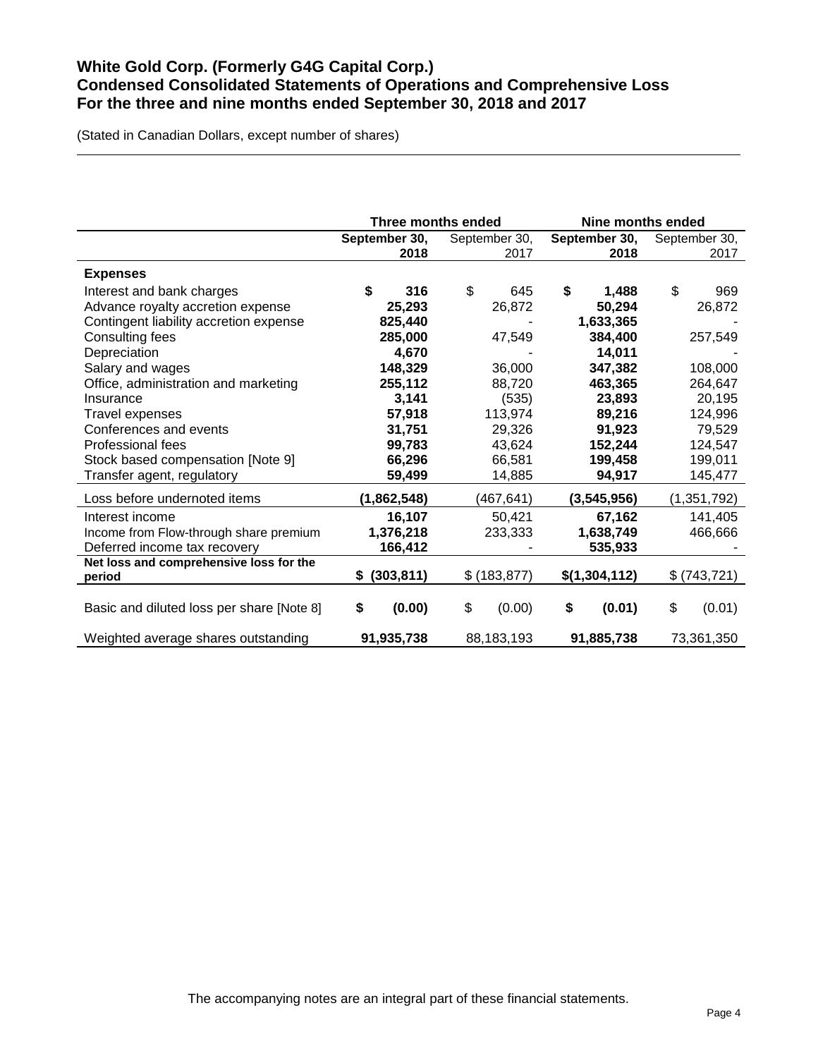# White Gold Corp. (Formerly G4G Capital Corp.)
# Condensed Consolidated Statements of Operations and Comprehensive Loss
# For the three and nine months ended September 30, 2018 and 2017

(Stated in Canadian Dollars, except number of shares)

| | Three months ended | | Nine months ended | |
|---|---|---|---|---|
| | **September 30, 2018** | September 30, 2017 | **September 30, 2018** | September 30, 2017 |
| **Expenses** | | | | |
| Interest and bank charges | **$ 316** | $ 645 | **$ 1,488** | $ 969 |
| Advance royalty accretion expense | **25,293** | 26,872 | **50,294** | 26,872 |
| Contingent liability accretion expense | **825,440** | - | **1,633,365** | - |
| Consulting fees | **285,000** | 47,549 | **384,400** | 257,549 |
| Depreciation | **4,670** | - | **14,011** | - |
| Salary and wages | **148,329** | 36,000 | **347,382** | 108,000 |
| Office, administration and marketing | **255,112** | 88,720 | **463,365** | 264,647 |
| Insurance | **3,141** | (535) | **23,893** | 20,195 |
| Travel expenses | **57,918** | 113,974 | **89,216** | 124,996 |
| Conferences and events | **31,751** | 29,326 | **91,923** | 79,529 |
| Professional fees | **99,783** | 43,624 | **152,244** | 124,547 |
| Stock based compensation [Note 9] | **66,296** | 66,581 | **199,458** | 199,011 |
| Transfer agent, regulatory | **59,499** | 14,885 | **94,917** | 145,477 |
| Loss before undernoted items | **(1,862,548)** | (467,641) | **(3,545,956)** | (1,351,792) |
| Interest income | **16,107** | 50,421 | **67,162** | 141,405 |
| Income from Flow-through share premium | **1,376,218** | 233,333 | **1,638,749** | 466,666 |
| Deferred income tax recovery | **166,412** | - | **535,933** | - |
| **Net loss and comprehensive loss for the period** | **$ (303,811)** | $ (183,877) | **$(1,304,112)** | $ (743,721) |
| Basic and diluted loss per share [Note 8] | **$ (0.00)** | $ (0.00) | **$ (0.01)** | $ (0.01) |
| Weighted average shares outstanding | **91,935,738** | 88,183,193 | **91,885,738** | 73,361,350 |

The accompanying notes are an integral part of these financial statements.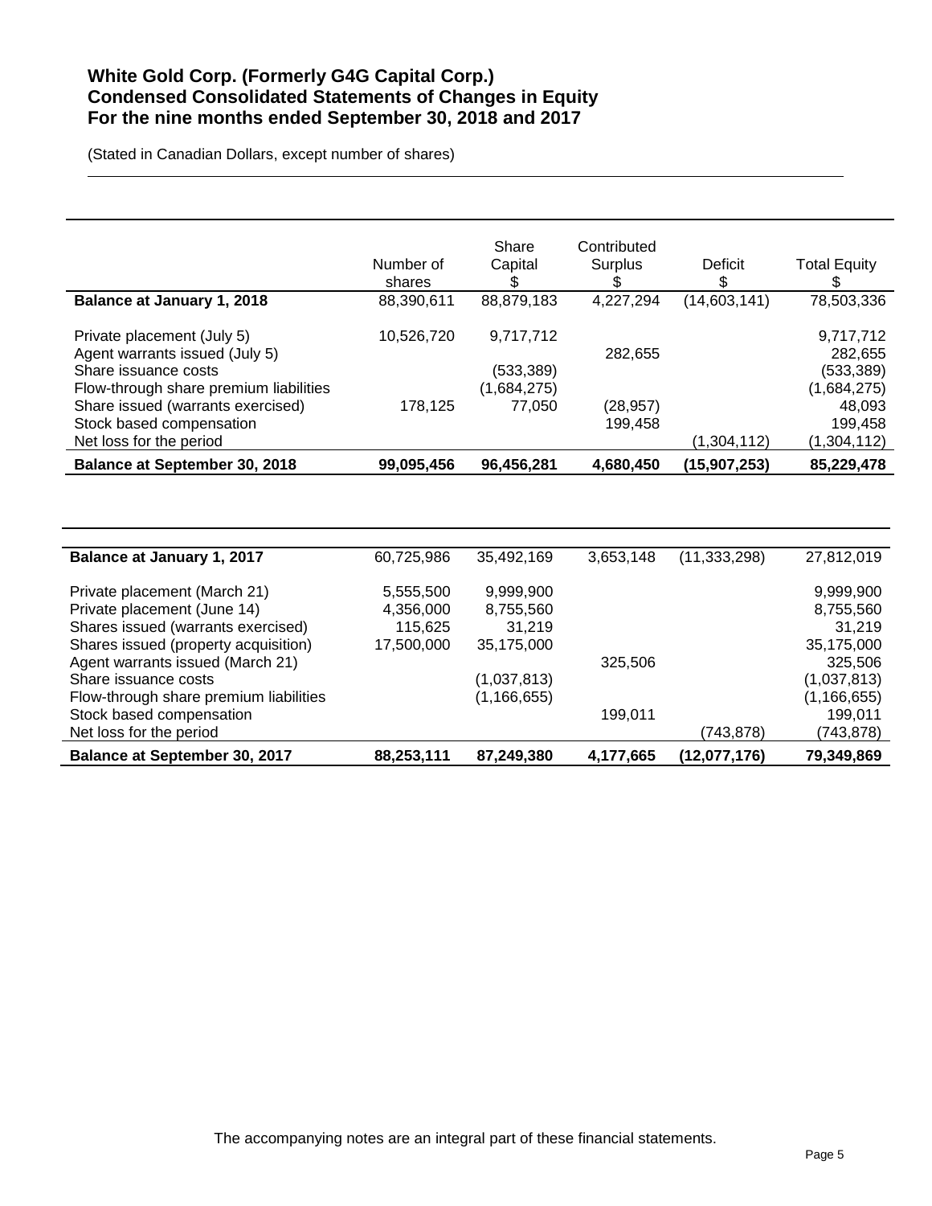# White Gold Corp. (Formerly G4G Capital Corp.)
## Condensed Consolidated Statements of Changes in Equity
## For the nine months ended September 30, 2018 and 2017

(Stated in Canadian Dollars, except number of shares)

| | Number of shares | Share Capital $ | Contributed Surplus $ | Deficit $ | Total Equity $ |
|---|---|---|---|---|---|
| **Balance at January 1, 2018** | 88,390,611 | 88,879,183 | 4,227,294 | (14,603,141) | 78,503,336 |
| Private placement (July 5) | 10,526,720 | 9,717,712 | | | 9,717,712 |
| Agent warrants issued (July 5) | | | 282,655 | | 282,655 |
| Share issuance costs | | (533,389) | | | (533,389) |
| Flow-through share premium liabilities | | (1,684,275) | | | (1,684,275) |
| Share issued (warrants exercised) | 178,125 | 77,050 | (28,957) | | 48,093 |
| Stock based compensation | | | 199,458 | | 199,458 |
| Net loss for the period | | | | (1,304,112) | (1,304,112) |
| **Balance at September 30, 2018** | **99,095,456** | **96,456,281** | **4,680,450** | **(15,907,253)** | **85,229,478** |

| | Number of shares | Share Capital $ | Contributed Surplus $ | Deficit $ | Total Equity $ |
|---|---|---|---|---|---|
| **Balance at January 1, 2017** | 60,725,986 | 35,492,169 | 3,653,148 | (11,333,298) | 27,812,019 |
| Private placement (March 21) | 5,555,500 | 9,999,900 | | | 9,999,900 |
| Private placement (June 14) | 4,356,000 | 8,755,560 | | | 8,755,560 |
| Shares issued (warrants exercised) | 115,625 | 31,219 | | | 31,219 |
| Shares issued (property acquisition) | 17,500,000 | 35,175,000 | | | 35,175,000 |
| Agent warrants issued (March 21) | | | 325,506 | | 325,506 |
| Share issuance costs | | (1,037,813) | | | (1,037,813) |
| Flow-through share premium liabilities | | (1,166,655) | | | (1,166,655) |
| Stock based compensation | | | 199,011 | | 199,011 |
| Net loss for the period | | | | (743,878) | (743,878) |
| **Balance at September 30, 2017** | **88,253,111** | **87,249,380** | **4,177,665** | **(12,077,176)** | **79,349,869** |

The accompanying notes are an integral part of these financial statements.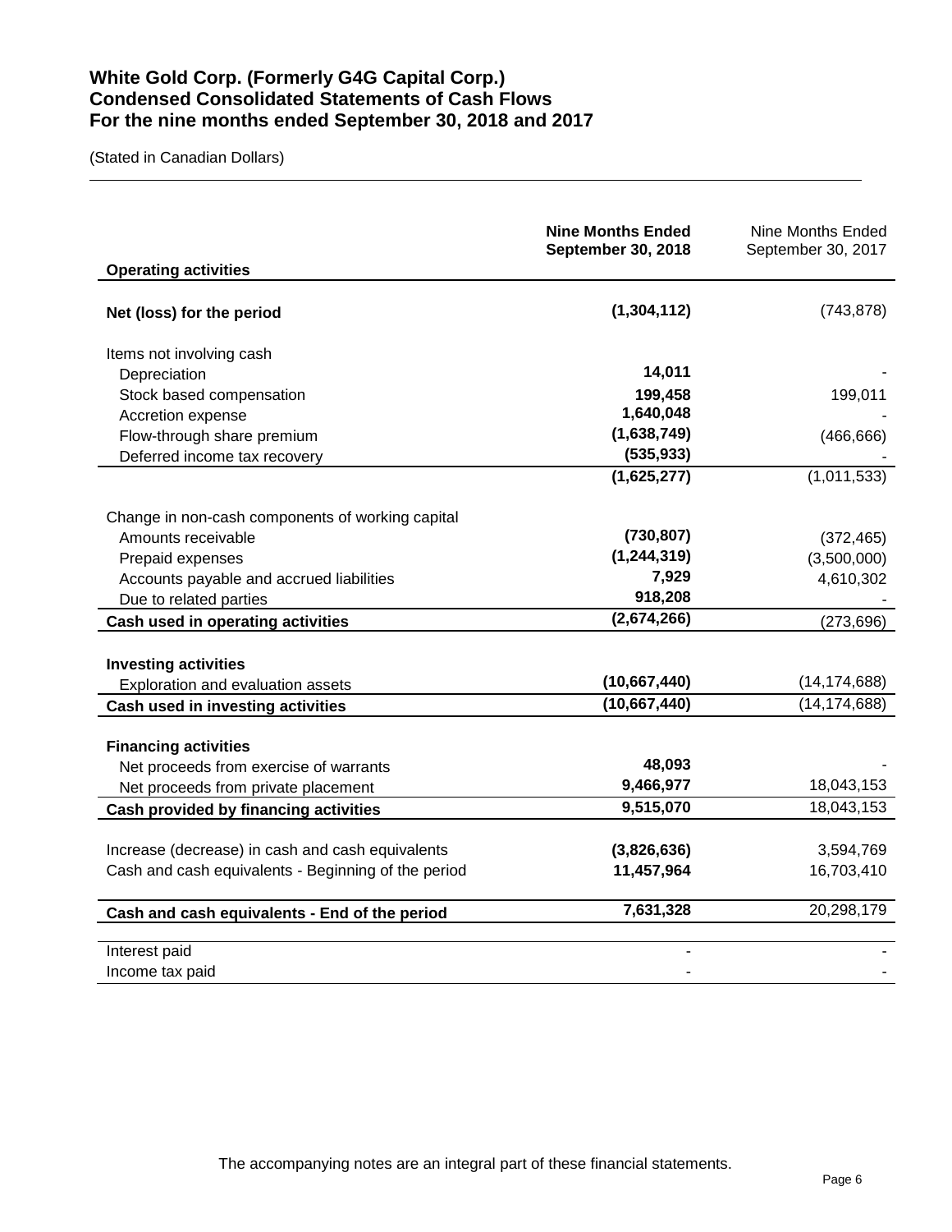# White Gold Corp. (Formerly G4G Capital Corp.)
# Condensed Consolidated Statements of Cash Flows
# For the nine months ended September 30, 2018 and 2017

(Stated in Canadian Dollars)

| | **Nine Months Ended September 30, 2018** | Nine Months Ended September 30, 2017 |
|---|---|---|
| **Operating activities** | | |
| **Net (loss) for the period** | **(1,304,112)** | (743,878) |
| Items not involving cash | | |
| Depreciation | **14,011** | - |
| Stock based compensation | **199,458** | 199,011 |
| Accretion expense | **1,640,048** | - |
| Flow-through share premium | **(1,638,749)** | (466,666) |
| Deferred income tax recovery | **(535,933)** | - |
| | **(1,625,277)** | (1,011,533) |
| Change in non-cash components of working capital | | |
| Amounts receivable | **(730,807)** | (372,465) |
| Prepaid expenses | **(1,244,319)** | (3,500,000) |
| Accounts payable and accrued liabilities | **7,929** | 4,610,302 |
| Due to related parties | **918,208** | - |
| **Cash used in operating activities** | **(2,674,266)** | (273,696) |
| **Investing activities** | | |
| Exploration and evaluation assets | **(10,667,440)** | (14,174,688) |
| **Cash used in investing activities** | **(10,667,440)** | (14,174,688) |
| **Financing activities** | | |
| Net proceeds from exercise of warrants | **48,093** | - |
| Net proceeds from private placement | **9,466,977** | 18,043,153 |
| **Cash provided by financing activities** | **9,515,070** | 18,043,153 |
| Increase (decrease) in cash and cash equivalents | **(3,826,636)** | 3,594,769 |
| Cash and cash equivalents - Beginning of the period | **11,457,964** | 16,703,410 |
| **Cash and cash equivalents - End of the period** | **7,631,328** | 20,298,179 |
| Interest paid | - | - |
| Income tax paid | - | - |

The accompanying notes are an integral part of these financial statements.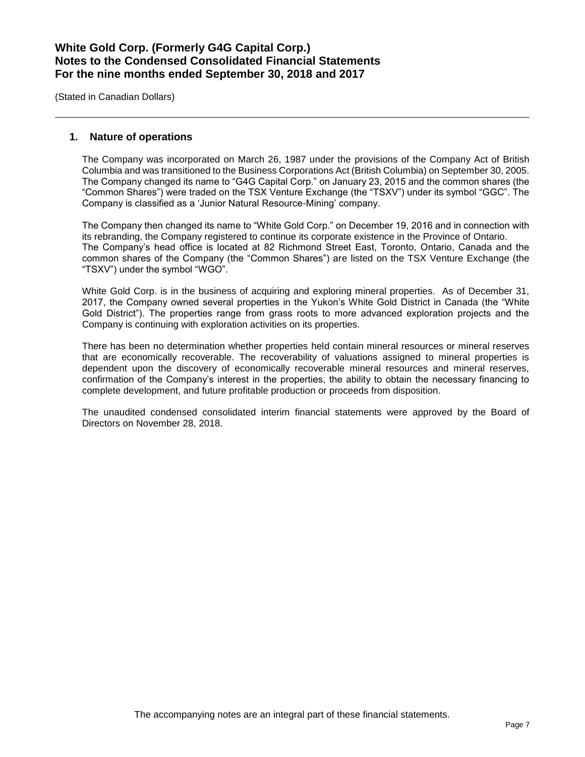## 1. Nature of operations

The Company was incorporated on March 26, 1987 under the provisions of the Company Act of British Columbia and was transitioned to the Business Corporations Act (British Columbia) on September 30, 2005. The Company changed its name to "G4G Capital Corp." on January 23, 2015 and the common shares (the "Common Shares") were traded on the TSX Venture Exchange (the "TSXV") under its symbol "GGC". The Company is classified as a 'Junior Natural Resource-Mining' company.

The Company then changed its name to "White Gold Corp." on December 19, 2016 and in connection with its rebranding, the Company registered to continue its corporate existence in the Province of Ontario. The Company's head office is located at 82 Richmond Street East, Toronto, Ontario, Canada and the common shares of the Company (the "Common Shares") are listed on the TSX Venture Exchange (the "TSXV") under the symbol "WGO".

White Gold Corp. is in the business of acquiring and exploring mineral properties. As of December 31, 2017, the Company owned several properties in the Yukon's White Gold District in Canada (the "White Gold District"). The properties range from grass roots to more advanced exploration projects and the Company is continuing with exploration activities on its properties.

There has been no determination whether properties held contain mineral resources or mineral reserves that are economically recoverable. The recoverability of valuations assigned to mineral properties is dependent upon the discovery of economically recoverable mineral resources and mineral reserves, confirmation of the Company's interest in the properties, the ability to obtain the necessary financing to complete development, and future profitable production or proceeds from disposition.

The unaudited condensed consolidated interim financial statements were approved by the Board of Directors on November 28, 2018.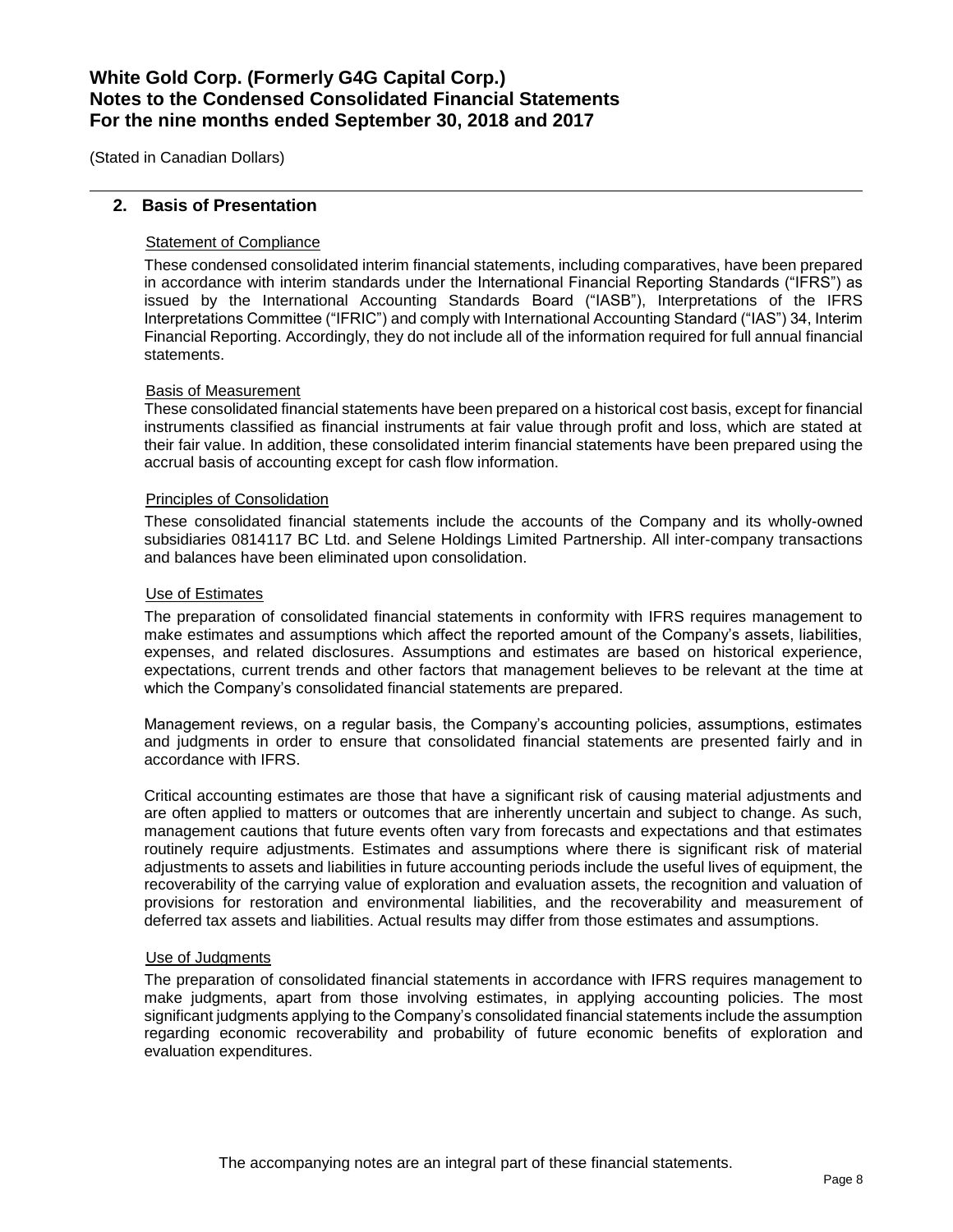## 2. Basis of Presentation

Statement of Compliance

These condensed consolidated interim financial statements, including comparatives, have been prepared in accordance with interim standards under the International Financial Reporting Standards ("IFRS") as issued by the International Accounting Standards Board ("IASB"), Interpretations of the IFRS Interpretations Committee ("IFRIC") and comply with International Accounting Standard ("IAS") 34, Interim Financial Reporting. Accordingly, they do not include all of the information required for full annual financial statements.

Basis of Measurement

These consolidated financial statements have been prepared on a historical cost basis, except for financial instruments classified as financial instruments at fair value through profit and loss, which are stated at their fair value. In addition, these consolidated interim financial statements have been prepared using the accrual basis of accounting except for cash flow information.

Principles of Consolidation

These consolidated financial statements include the accounts of the Company and its wholly-owned subsidiaries 0814117 BC Ltd. and Selene Holdings Limited Partnership. All inter-company transactions and balances have been eliminated upon consolidation.

Use of Estimates

The preparation of consolidated financial statements in conformity with IFRS requires management to make estimates and assumptions which affect the reported amount of the Company's assets, liabilities, expenses, and related disclosures. Assumptions and estimates are based on historical experience, expectations, current trends and other factors that management believes to be relevant at the time at which the Company's consolidated financial statements are prepared.

Management reviews, on a regular basis, the Company's accounting policies, assumptions, estimates and judgments in order to ensure that consolidated financial statements are presented fairly and in accordance with IFRS.

Critical accounting estimates are those that have a significant risk of causing material adjustments and are often applied to matters or outcomes that are inherently uncertain and subject to change. As such, management cautions that future events often vary from forecasts and expectations and that estimates routinely require adjustments. Estimates and assumptions where there is significant risk of material adjustments to assets and liabilities in future accounting periods include the useful lives of equipment, the recoverability of the carrying value of exploration and evaluation assets, the recognition and valuation of provisions for restoration and environmental liabilities, and the recoverability and measurement of deferred tax assets and liabilities. Actual results may differ from those estimates and assumptions.

Use of Judgments

The preparation of consolidated financial statements in accordance with IFRS requires management to make judgments, apart from those involving estimates, in applying accounting policies. The most significant judgments applying to the Company's consolidated financial statements include the assumption regarding economic recoverability and probability of future economic benefits of exploration and evaluation expenditures.

The accompanying notes are an integral part of these financial statements.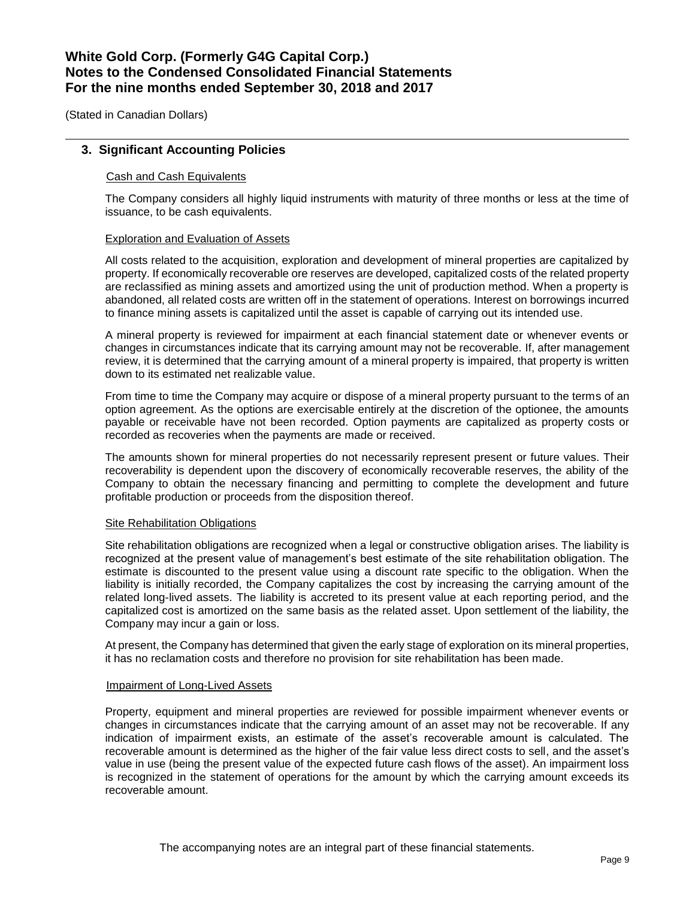(Stated in Canadian Dollars)

## 3. Significant Accounting Policies

### Cash and Cash Equivalents

The Company considers all highly liquid instruments with maturity of three months or less at the time of issuance, to be cash equivalents.

### Exploration and Evaluation of Assets

All costs related to the acquisition, exploration and development of mineral properties are capitalized by property. If economically recoverable ore reserves are developed, capitalized costs of the related property are reclassified as mining assets and amortized using the unit of production method. When a property is abandoned, all related costs are written off in the statement of operations. Interest on borrowings incurred to finance mining assets is capitalized until the asset is capable of carrying out its intended use.

A mineral property is reviewed for impairment at each financial statement date or whenever events or changes in circumstances indicate that its carrying amount may not be recoverable. If, after management review, it is determined that the carrying amount of a mineral property is impaired, that property is written down to its estimated net realizable value.

From time to time the Company may acquire or dispose of a mineral property pursuant to the terms of an option agreement. As the options are exercisable entirely at the discretion of the optionee, the amounts payable or receivable have not been recorded. Option payments are capitalized as property costs or recorded as recoveries when the payments are made or received.

The amounts shown for mineral properties do not necessarily represent present or future values. Their recoverability is dependent upon the discovery of economically recoverable reserves, the ability of the Company to obtain the necessary financing and permitting to complete the development and future profitable production or proceeds from the disposition thereof.

### Site Rehabilitation Obligations

Site rehabilitation obligations are recognized when a legal or constructive obligation arises. The liability is recognized at the present value of management's best estimate of the site rehabilitation obligation. The estimate is discounted to the present value using a discount rate specific to the obligation. When the liability is initially recorded, the Company capitalizes the cost by increasing the carrying amount of the related long-lived assets. The liability is accreted to its present value at each reporting period, and the capitalized cost is amortized on the same basis as the related asset. Upon settlement of the liability, the Company may incur a gain or loss.

At present, the Company has determined that given the early stage of exploration on its mineral properties, it has no reclamation costs and therefore no provision for site rehabilitation has been made.

### Impairment of Long-Lived Assets

Property, equipment and mineral properties are reviewed for possible impairment whenever events or changes in circumstances indicate that the carrying amount of an asset may not be recoverable. If any indication of impairment exists, an estimate of the asset's recoverable amount is calculated. The recoverable amount is determined as the higher of the fair value less direct costs to sell, and the asset's value in use (being the present value of the expected future cash flows of the asset). An impairment loss is recognized in the statement of operations for the amount by which the carrying amount exceeds its recoverable amount.

The accompanying notes are an integral part of these financial statements.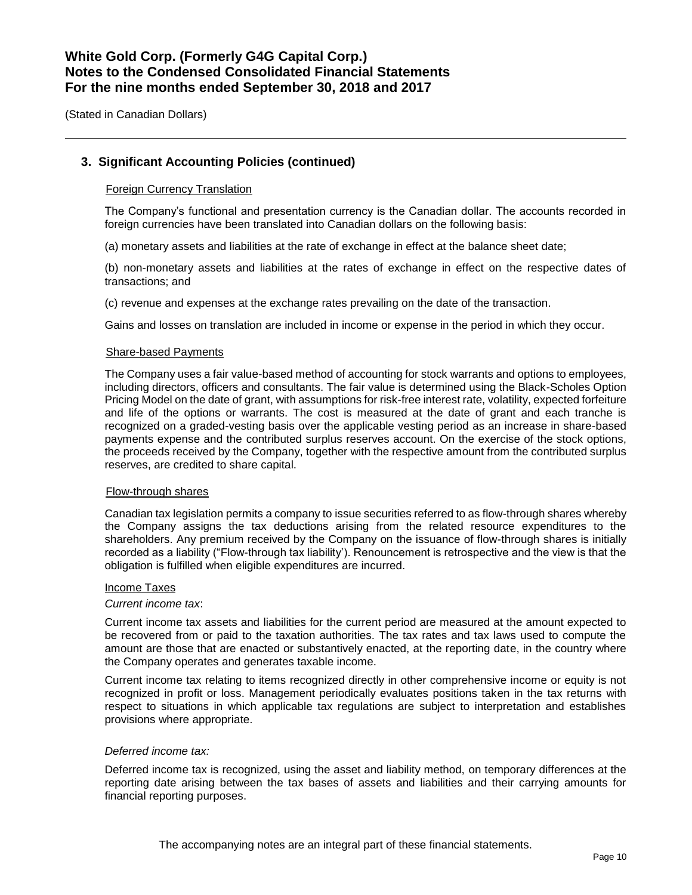## 3. Significant Accounting Policies (continued)

### Foreign Currency Translation

The Company's functional and presentation currency is the Canadian dollar. The accounts recorded in foreign currencies have been translated into Canadian dollars on the following basis:

(a) monetary assets and liabilities at the rate of exchange in effect at the balance sheet date;

(b) non-monetary assets and liabilities at the rates of exchange in effect on the respective dates of transactions; and

(c) revenue and expenses at the exchange rates prevailing on the date of the transaction.

Gains and losses on translation are included in income or expense in the period in which they occur.

### Share-based Payments

The Company uses a fair value-based method of accounting for stock warrants and options to employees, including directors, officers and consultants. The fair value is determined using the Black-Scholes Option Pricing Model on the date of grant, with assumptions for risk-free interest rate, volatility, expected forfeiture and life of the options or warrants. The cost is measured at the date of grant and each tranche is recognized on a graded-vesting basis over the applicable vesting period as an increase in share-based payments expense and the contributed surplus reserves account. On the exercise of the stock options, the proceeds received by the Company, together with the respective amount from the contributed surplus reserves, are credited to share capital.

### Flow-through shares

Canadian tax legislation permits a company to issue securities referred to as flow-through shares whereby the Company assigns the tax deductions arising from the related resource expenditures to the shareholders. Any premium received by the Company on the issuance of flow-through shares is initially recorded as a liability ("Flow-through tax liability'). Renouncement is retrospective and the view is that the obligation is fulfilled when eligible expenditures are incurred.

### Income Taxes

*Current income tax*:

Current income tax assets and liabilities for the current period are measured at the amount expected to be recovered from or paid to the taxation authorities. The tax rates and tax laws used to compute the amount are those that are enacted or substantively enacted, at the reporting date, in the country where the Company operates and generates taxable income.

Current income tax relating to items recognized directly in other comprehensive income or equity is not recognized in profit or loss. Management periodically evaluates positions taken in the tax returns with respect to situations in which applicable tax regulations are subject to interpretation and establishes provisions where appropriate.

*Deferred income tax:*

Deferred income tax is recognized, using the asset and liability method, on temporary differences at the reporting date arising between the tax bases of assets and liabilities and their carrying amounts for financial reporting purposes.

The accompanying notes are an integral part of these financial statements.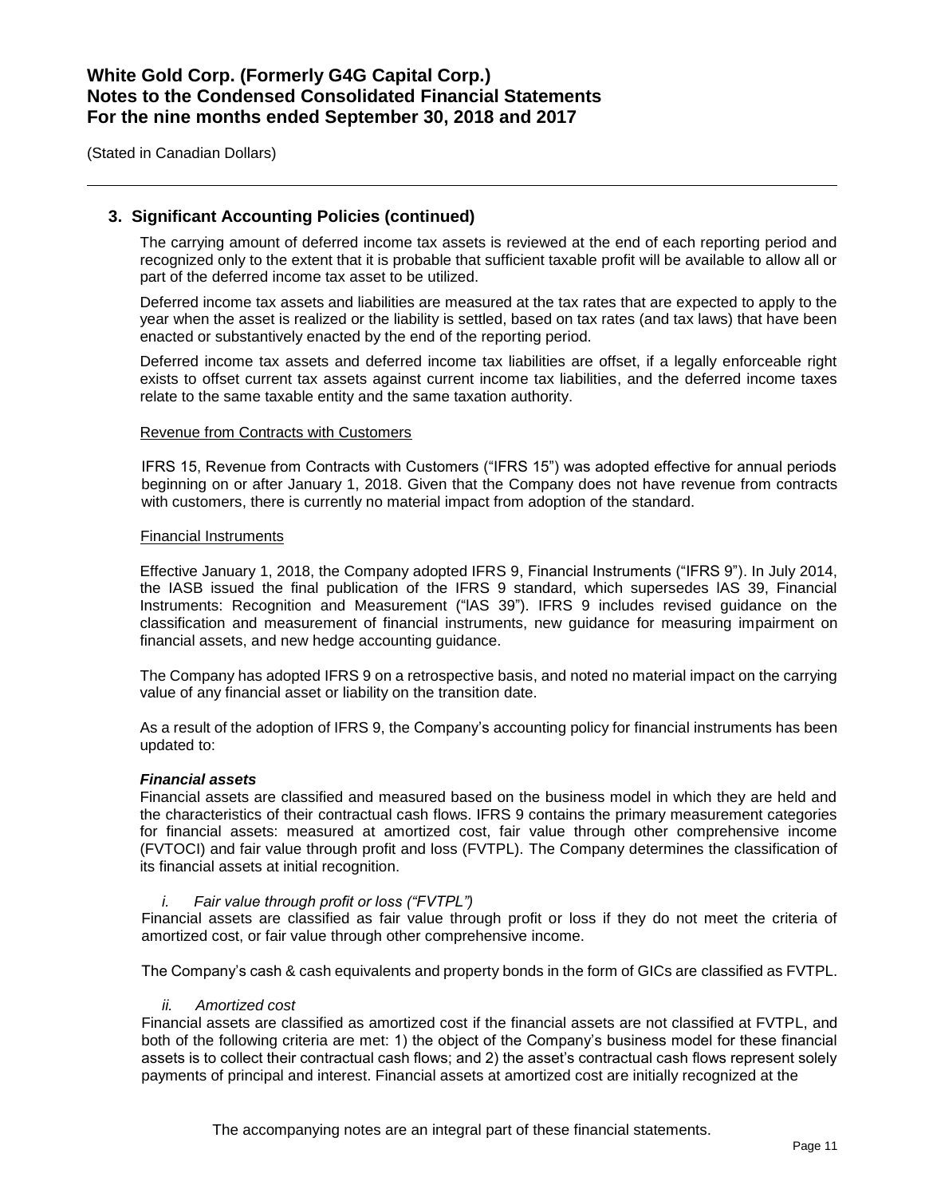## 3. Significant Accounting Policies (continued)

The carrying amount of deferred income tax assets is reviewed at the end of each reporting period and recognized only to the extent that it is probable that sufficient taxable profit will be available to allow all or part of the deferred income tax asset to be utilized.

Deferred income tax assets and liabilities are measured at the tax rates that are expected to apply to the year when the asset is realized or the liability is settled, based on tax rates (and tax laws) that have been enacted or substantively enacted by the end of the reporting period.

Deferred income tax assets and deferred income tax liabilities are offset, if a legally enforceable right exists to offset current tax assets against current income tax liabilities, and the deferred income taxes relate to the same taxable entity and the same taxation authority.

Revenue from Contracts with Customers

IFRS 15, Revenue from Contracts with Customers ("IFRS 15") was adopted effective for annual periods beginning on or after January 1, 2018. Given that the Company does not have revenue from contracts with customers, there is currently no material impact from adoption of the standard.

Financial Instruments

Effective January 1, 2018, the Company adopted IFRS 9, Financial Instruments ("IFRS 9"). In July 2014, the IASB issued the final publication of the IFRS 9 standard, which supersedes IAS 39, Financial Instruments: Recognition and Measurement ("IAS 39"). IFRS 9 includes revised guidance on the classification and measurement of financial instruments, new guidance for measuring impairment on financial assets, and new hedge accounting guidance.

The Company has adopted IFRS 9 on a retrospective basis, and noted no material impact on the carrying value of any financial asset or liability on the transition date.

As a result of the adoption of IFRS 9, the Company's accounting policy for financial instruments has been updated to:

***Financial assets***

Financial assets are classified and measured based on the business model in which they are held and the characteristics of their contractual cash flows. IFRS 9 contains the primary measurement categories for financial assets: measured at amortized cost, fair value through other comprehensive income (FVTOCI) and fair value through profit and loss (FVTPL). The Company determines the classification of its financial assets at initial recognition.

*i. Fair value through profit or loss ("FVTPL")*

Financial assets are classified as fair value through profit or loss if they do not meet the criteria of amortized cost, or fair value through other comprehensive income.

The Company's cash & cash equivalents and property bonds in the form of GICs are classified as FVTPL.

*ii. Amortized cost*

Financial assets are classified as amortized cost if the financial assets are not classified at FVTPL, and both of the following criteria are met: 1) the object of the Company's business model for these financial assets is to collect their contractual cash flows; and 2) the asset's contractual cash flows represent solely payments of principal and interest. Financial assets at amortized cost are initially recognized at the

The accompanying notes are an integral part of these financial statements.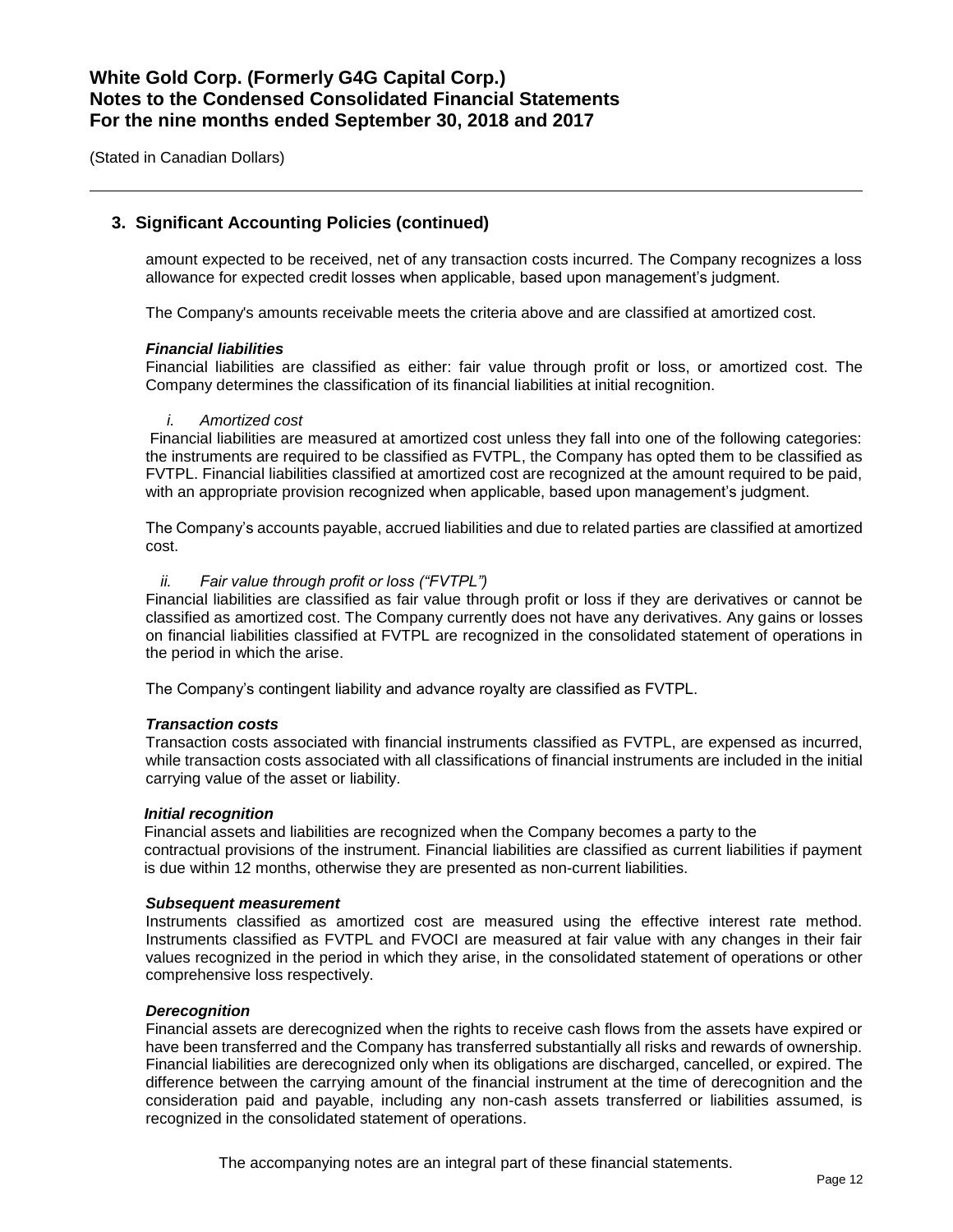## 3. Significant Accounting Policies (continued)

amount expected to be received, net of any transaction costs incurred. The Company recognizes a loss allowance for expected credit losses when applicable, based upon management's judgment.

The Company's amounts receivable meets the criteria above and are classified at amortized cost.

***Financial liabilities***

Financial liabilities are classified as either: fair value through profit or loss, or amortized cost. The Company determines the classification of its financial liabilities at initial recognition.

*i. Amortized cost*

Financial liabilities are measured at amortized cost unless they fall into one of the following categories: the instruments are required to be classified as FVTPL, the Company has opted them to be classified as FVTPL. Financial liabilities classified at amortized cost are recognized at the amount required to be paid, with an appropriate provision recognized when applicable, based upon management's judgment.

The Company's accounts payable, accrued liabilities and due to related parties are classified at amortized cost.

*ii. Fair value through profit or loss ("FVTPL")*

Financial liabilities are classified as fair value through profit or loss if they are derivatives or cannot be classified as amortized cost. The Company currently does not have any derivatives. Any gains or losses on financial liabilities classified at FVTPL are recognized in the consolidated statement of operations in the period in which the arise.

The Company's contingent liability and advance royalty are classified as FVTPL.

***Transaction costs***

Transaction costs associated with financial instruments classified as FVTPL, are expensed as incurred, while transaction costs associated with all classifications of financial instruments are included in the initial carrying value of the asset or liability.

***Initial recognition***

Financial assets and liabilities are recognized when the Company becomes a party to the contractual provisions of the instrument. Financial liabilities are classified as current liabilities if payment is due within 12 months, otherwise they are presented as non-current liabilities.

***Subsequent measurement***

Instruments classified as amortized cost are measured using the effective interest rate method. Instruments classified as FVTPL and FVOCI are measured at fair value with any changes in their fair values recognized in the period in which they arise, in the consolidated statement of operations or other comprehensive loss respectively.

***Derecognition***

Financial assets are derecognized when the rights to receive cash flows from the assets have expired or have been transferred and the Company has transferred substantially all risks and rewards of ownership. Financial liabilities are derecognized only when its obligations are discharged, cancelled, or expired. The difference between the carrying amount of the financial instrument at the time of derecognition and the consideration paid and payable, including any non-cash assets transferred or liabilities assumed, is recognized in the consolidated statement of operations.

The accompanying notes are an integral part of these financial statements.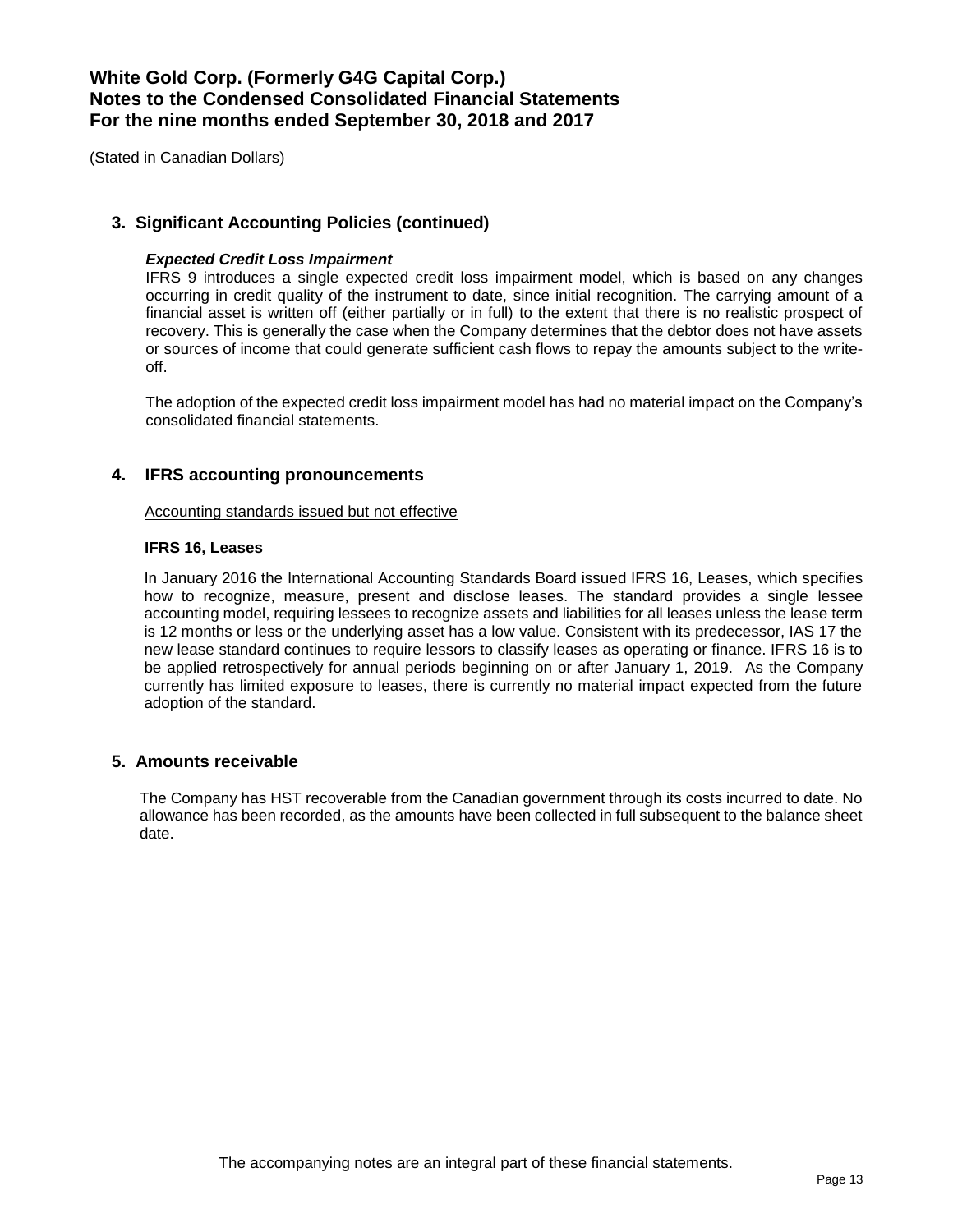## 3. Significant Accounting Policies (continued)

***Expected Credit Loss Impairment***

IFRS 9 introduces a single expected credit loss impairment model, which is based on any changes occurring in credit quality of the instrument to date, since initial recognition. The carrying amount of a financial asset is written off (either partially or in full) to the extent that there is no realistic prospect of recovery. This is generally the case when the Company determines that the debtor does not have assets or sources of income that could generate sufficient cash flows to repay the amounts subject to the write-off.

The adoption of the expected credit loss impairment model has had no material impact on the Company's consolidated financial statements.

## 4. IFRS accounting pronouncements

<u>Accounting standards issued but not effective</u>

**IFRS 16, Leases**

In January 2016 the International Accounting Standards Board issued IFRS 16, Leases, which specifies how to recognize, measure, present and disclose leases. The standard provides a single lessee accounting model, requiring lessees to recognize assets and liabilities for all leases unless the lease term is 12 months or less or the underlying asset has a low value. Consistent with its predecessor, IAS 17 the new lease standard continues to require lessors to classify leases as operating or finance. IFRS 16 is to be applied retrospectively for annual periods beginning on or after January 1, 2019. As the Company currently has limited exposure to leases, there is currently no material impact expected from the future adoption of the standard.

## 5. Amounts receivable

The Company has HST recoverable from the Canadian government through its costs incurred to date. No allowance has been recorded, as the amounts have been collected in full subsequent to the balance sheet date.

The accompanying notes are an integral part of these financial statements.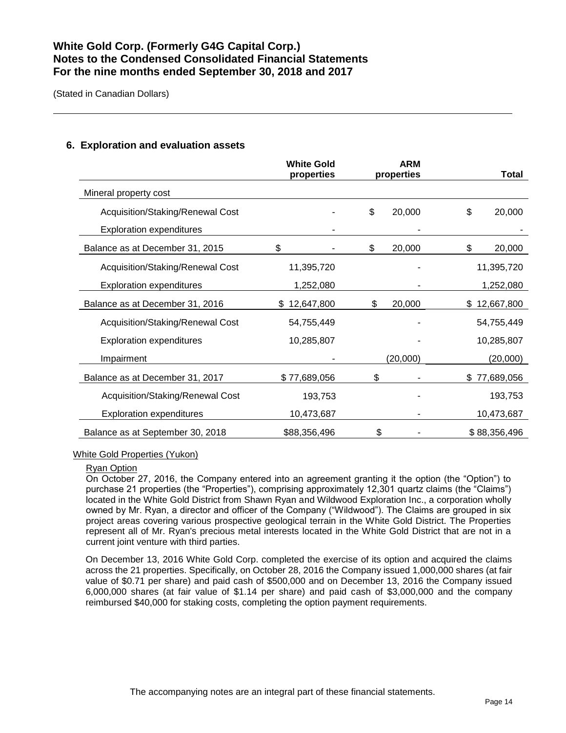# White Gold Corp. (Formerly G4G Capital Corp.)
# Notes to the Condensed Consolidated Financial Statements
# For the nine months ended September 30, 2018 and 2017

(Stated in Canadian Dollars)

## 6. Exploration and evaluation assets

| | White Gold properties | ARM properties | Total |
|---|---|---|---|
| Mineral property cost | | | |
| Acquisition/Staking/Renewal Cost | - | $ 20,000 | $ 20,000 |
| Exploration expenditures | - | - | - |
| Balance as at December 31, 2015 | $ - | $ 20,000 | $ 20,000 |
| Acquisition/Staking/Renewal Cost | 11,395,720 | - | 11,395,720 |
| Exploration expenditures | 1,252,080 | - | 1,252,080 |
| Balance as at December 31, 2016 | $ 12,647,800 | $ 20,000 | $ 12,667,800 |
| Acquisition/Staking/Renewal Cost | 54,755,449 | - | 54,755,449 |
| Exploration expenditures | 10,285,807 | - | 10,285,807 |
| Impairment | - | (20,000) | (20,000) |
| Balance as at December 31, 2017 | $ 77,689,056 | $ - | $ 77,689,056 |
| Acquisition/Staking/Renewal Cost | 193,753 | - | 193,753 |
| Exploration expenditures | 10,473,687 | - | 10,473,687 |
| Balance as at September 30, 2018 | $88,356,496 | $ - | $ 88,356,496 |

White Gold Properties (Yukon)

Ryan Option

On October 27, 2016, the Company entered into an agreement granting it the option (the "Option") to purchase 21 properties (the "Properties"), comprising approximately 12,301 quartz claims (the "Claims") located in the White Gold District from Shawn Ryan and Wildwood Exploration Inc., a corporation wholly owned by Mr. Ryan, a director and officer of the Company ("Wildwood"). The Claims are grouped in six project areas covering various prospective geological terrain in the White Gold District. The Properties represent all of Mr. Ryan's precious metal interests located in the White Gold District that are not in a current joint venture with third parties.

On December 13, 2016 White Gold Corp. completed the exercise of its option and acquired the claims across the 21 properties. Specifically, on October 28, 2016 the Company issued 1,000,000 shares (at fair value of $0.71 per share) and paid cash of $500,000 and on December 13, 2016 the Company issued 6,000,000 shares (at fair value of $1.14 per share) and paid cash of $3,000,000 and the company reimbursed $40,000 for staking costs, completing the option payment requirements.

The accompanying notes are an integral part of these financial statements.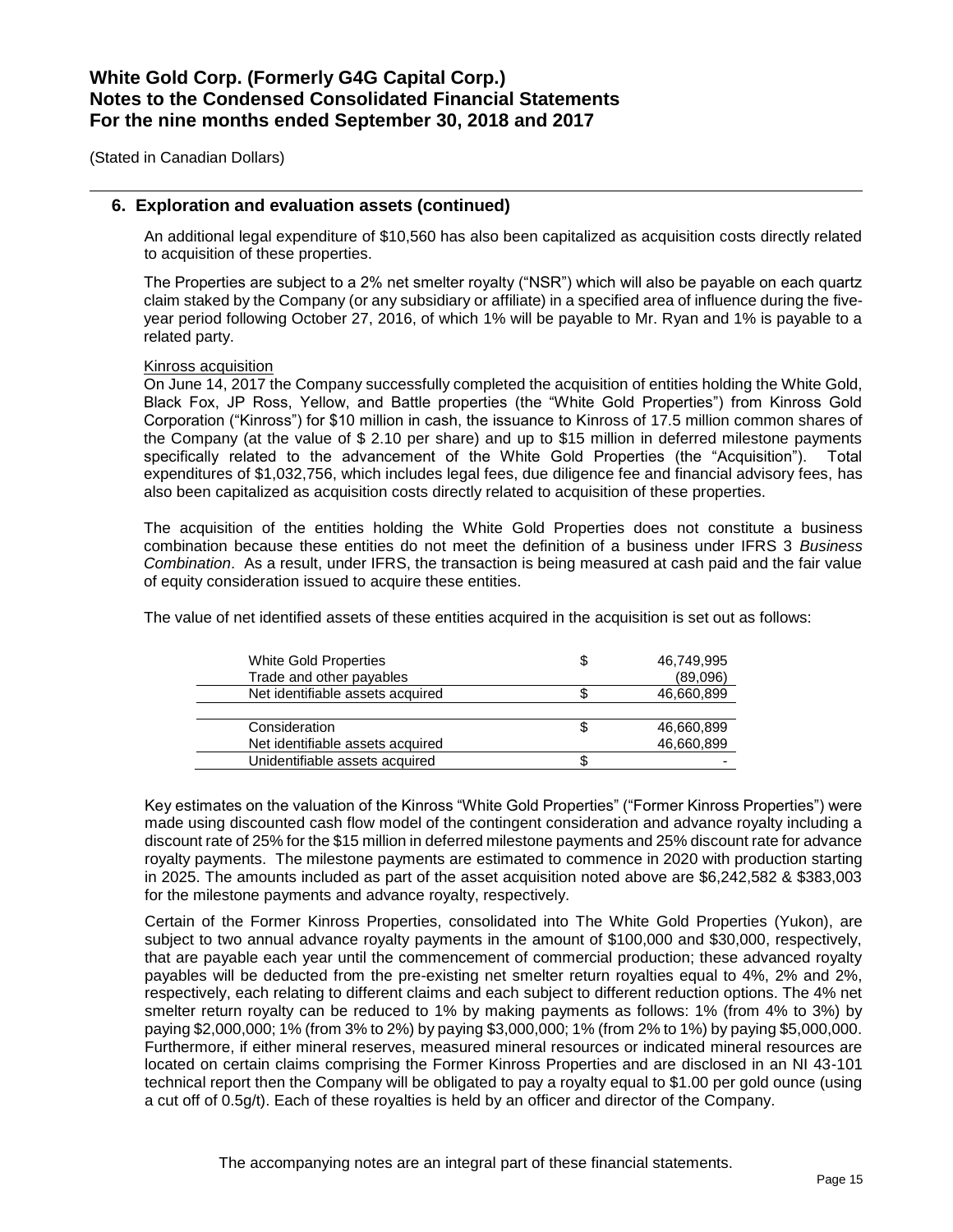(Stated in Canadian Dollars)

## 6. Exploration and evaluation assets (continued)

An additional legal expenditure of $10,560 has also been capitalized as acquisition costs directly related to acquisition of these properties.

The Properties are subject to a 2% net smelter royalty ("NSR") which will also be payable on each quartz claim staked by the Company (or any subsidiary or affiliate) in a specified area of influence during the five-year period following October 27, 2016, of which 1% will be payable to Mr. Ryan and 1% is payable to a related party.

Kinross acquisition

On June 14, 2017 the Company successfully completed the acquisition of entities holding the White Gold, Black Fox, JP Ross, Yellow, and Battle properties (the "White Gold Properties") from Kinross Gold Corporation ("Kinross") for $10 million in cash, the issuance to Kinross of 17.5 million common shares of the Company (at the value of $ 2.10 per share) and up to $15 million in deferred milestone payments specifically related to the advancement of the White Gold Properties (the "Acquisition"). Total expenditures of $1,032,756, which includes legal fees, due diligence fee and financial advisory fees, has also been capitalized as acquisition costs directly related to acquisition of these properties.

The acquisition of the entities holding the White Gold Properties does not constitute a business combination because these entities do not meet the definition of a business under IFRS 3 *Business Combination*. As a result, under IFRS, the transaction is being measured at cash paid and the fair value of equity consideration issued to acquire these entities.

The value of net identified assets of these entities acquired in the acquisition is set out as follows:

| | | |
|---|---|---|
| White Gold Properties | $ | 46,749,995 |
| Trade and other payables | | (89,096) |
| Net identifiable assets acquired | $ | 46,660,899 |
| | | |
| Consideration | $ | 46,660,899 |
| Net identifiable assets acquired | | 46,660,899 |
| Unidentifiable assets acquired | $ | - |

Key estimates on the valuation of the Kinross "White Gold Properties" ("Former Kinross Properties") were made using discounted cash flow model of the contingent consideration and advance royalty including a discount rate of 25% for the $15 million in deferred milestone payments and 25% discount rate for advance royalty payments. The milestone payments are estimated to commence in 2020 with production starting in 2025. The amounts included as part of the asset acquisition noted above are $6,242,582 & $383,003 for the milestone payments and advance royalty, respectively.

Certain of the Former Kinross Properties, consolidated into The White Gold Properties (Yukon), are subject to two annual advance royalty payments in the amount of $100,000 and $30,000, respectively, that are payable each year until the commencement of commercial production; these advanced royalty payables will be deducted from the pre-existing net smelter return royalties equal to 4%, 2% and 2%, respectively, each relating to different claims and each subject to different reduction options. The 4% net smelter return royalty can be reduced to 1% by making payments as follows: 1% (from 4% to 3%) by paying $2,000,000; 1% (from 3% to 2%) by paying $3,000,000; 1% (from 2% to 1%) by paying $5,000,000. Furthermore, if either mineral reserves, measured mineral resources or indicated mineral resources are located on certain claims comprising the Former Kinross Properties and are disclosed in an NI 43-101 technical report then the Company will be obligated to pay a royalty equal to $1.00 per gold ounce (using a cut off of 0.5g/t). Each of these royalties is held by an officer and director of the Company.

The accompanying notes are an integral part of these financial statements.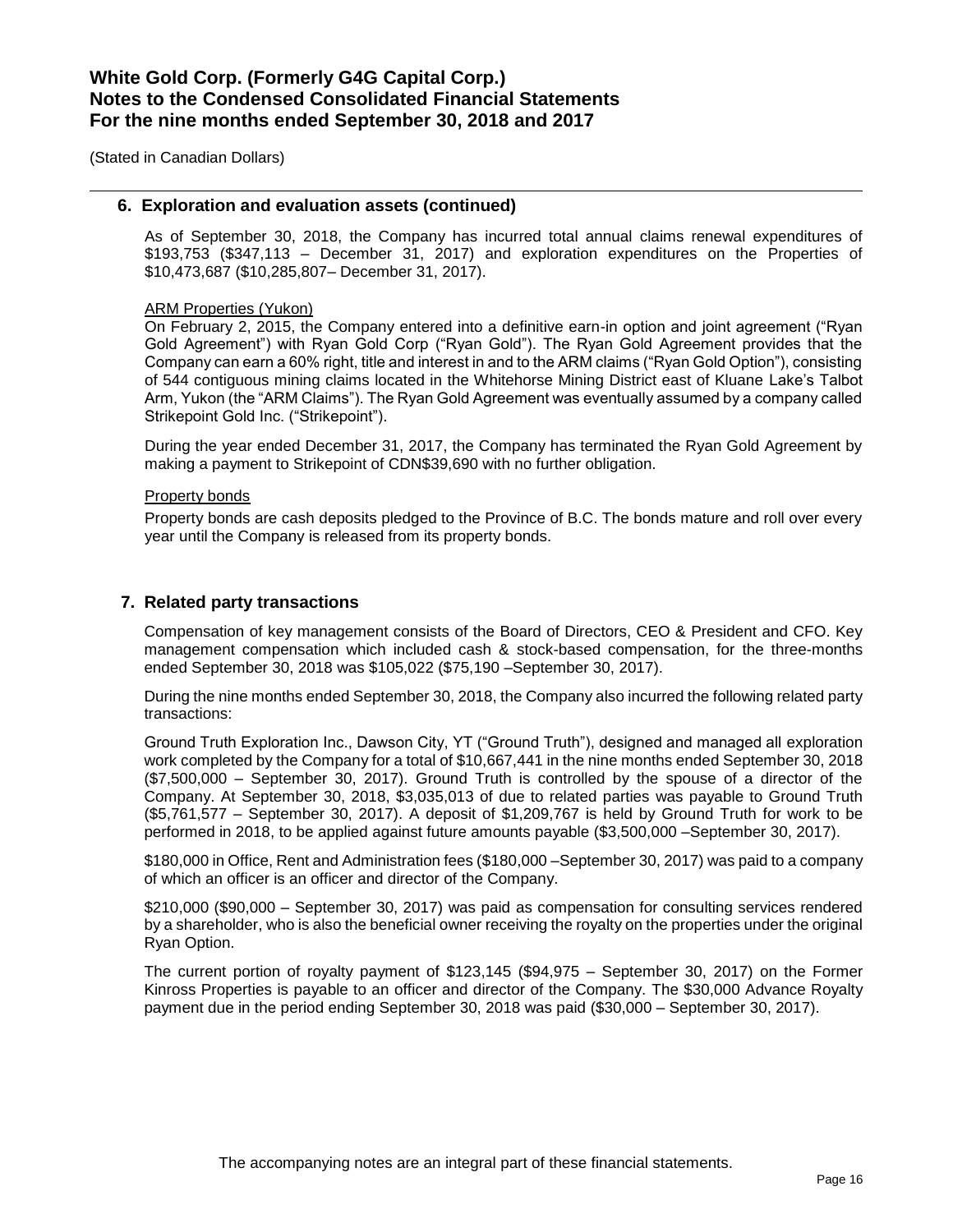## 6. Exploration and evaluation assets (continued)

As of September 30, 2018, the Company has incurred total annual claims renewal expenditures of \$193,753 (\$347,113 – December 31, 2017) and exploration expenditures on the Properties of \$10,473,687 (\$10,285,807– December 31, 2017).

ARM Properties (Yukon)

On February 2, 2015, the Company entered into a definitive earn-in option and joint agreement ("Ryan Gold Agreement") with Ryan Gold Corp ("Ryan Gold"). The Ryan Gold Agreement provides that the Company can earn a 60% right, title and interest in and to the ARM claims ("Ryan Gold Option"), consisting of 544 contiguous mining claims located in the Whitehorse Mining District east of Kluane Lake's Talbot Arm, Yukon (the "ARM Claims"). The Ryan Gold Agreement was eventually assumed by a company called Strikepoint Gold Inc. ("Strikepoint").

During the year ended December 31, 2017, the Company has terminated the Ryan Gold Agreement by making a payment to Strikepoint of CDN\$39,690 with no further obligation.

Property bonds

Property bonds are cash deposits pledged to the Province of B.C. The bonds mature and roll over every year until the Company is released from its property bonds.

## 7. Related party transactions

Compensation of key management consists of the Board of Directors, CEO & President and CFO. Key management compensation which included cash & stock-based compensation, for the three-months ended September 30, 2018 was \$105,022 (\$75,190 –September 30, 2017).

During the nine months ended September 30, 2018, the Company also incurred the following related party transactions:

Ground Truth Exploration Inc., Dawson City, YT ("Ground Truth"), designed and managed all exploration work completed by the Company for a total of \$10,667,441 in the nine months ended September 30, 2018 (\$7,500,000 – September 30, 2017). Ground Truth is controlled by the spouse of a director of the Company. At September 30, 2018, \$3,035,013 of due to related parties was payable to Ground Truth (\$5,761,577 – September 30, 2017). A deposit of \$1,209,767 is held by Ground Truth for work to be performed in 2018, to be applied against future amounts payable (\$3,500,000 –September 30, 2017).

\$180,000 in Office, Rent and Administration fees (\$180,000 –September 30, 2017) was paid to a company of which an officer is an officer and director of the Company.

\$210,000 (\$90,000 – September 30, 2017) was paid as compensation for consulting services rendered by a shareholder, who is also the beneficial owner receiving the royalty on the properties under the original Ryan Option.

The current portion of royalty payment of \$123,145 (\$94,975 – September 30, 2017) on the Former Kinross Properties is payable to an officer and director of the Company. The \$30,000 Advance Royalty payment due in the period ending September 30, 2018 was paid (\$30,000 – September 30, 2017).

The accompanying notes are an integral part of these financial statements.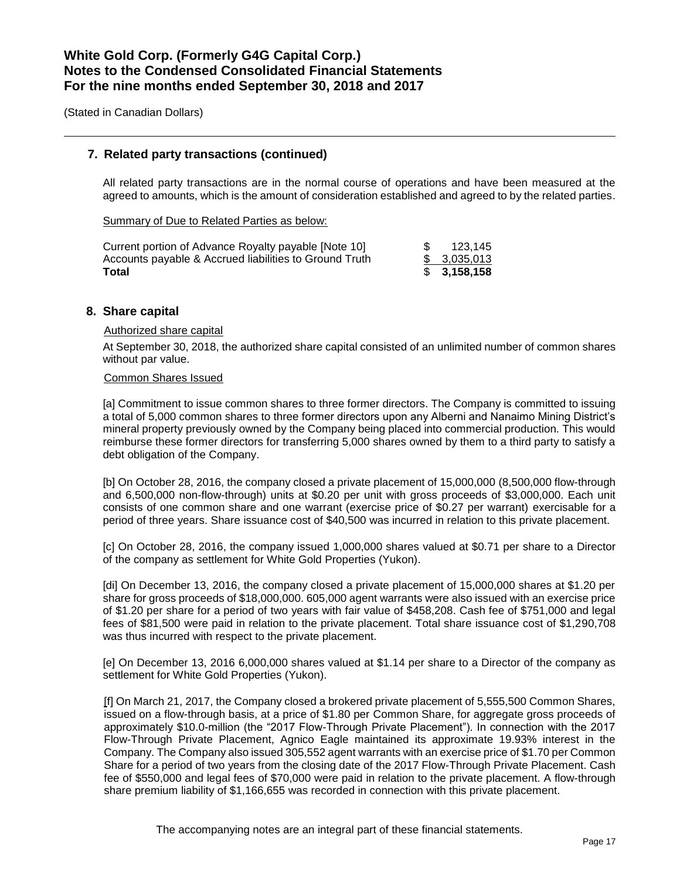## 7. Related party transactions (continued)

All related party transactions are in the normal course of operations and have been measured at the agreed to amounts, which is the amount of consideration established and agreed to by the related parties.

Summary of Due to Related Parties as below:

| | |
|---|---|
| Current portion of Advance Royalty payable [Note 10] | $ 123,145 |
| Accounts payable & Accrued liabilities to Ground Truth | $ 3,035,013 |
| **Total** | **$ 3,158,158** |

## 8. Share capital

Authorized share capital

At September 30, 2018, the authorized share capital consisted of an unlimited number of common shares without par value.

Common Shares Issued

[a] Commitment to issue common shares to three former directors. The Company is committed to issuing a total of 5,000 common shares to three former directors upon any Alberni and Nanaimo Mining District's mineral property previously owned by the Company being placed into commercial production. This would reimburse these former directors for transferring 5,000 shares owned by them to a third party to satisfy a debt obligation of the Company.

[b] On October 28, 2016, the company closed a private placement of 15,000,000 (8,500,000 flow-through and 6,500,000 non-flow-through) units at $0.20 per unit with gross proceeds of $3,000,000. Each unit consists of one common share and one warrant (exercise price of $0.27 per warrant) exercisable for a period of three years. Share issuance cost of $40,500 was incurred in relation to this private placement.

[c] On October 28, 2016, the company issued 1,000,000 shares valued at $0.71 per share to a Director of the company as settlement for White Gold Properties (Yukon).

[di] On December 13, 2016, the company closed a private placement of 15,000,000 shares at $1.20 per share for gross proceeds of $18,000,000. 605,000 agent warrants were also issued with an exercise price of $1.20 per share for a period of two years with fair value of $458,208. Cash fee of $751,000 and legal fees of $81,500 were paid in relation to the private placement. Total share issuance cost of $1,290,708 was thus incurred with respect to the private placement.

[e] On December 13, 2016 6,000,000 shares valued at $1.14 per share to a Director of the company as settlement for White Gold Properties (Yukon).

[f] On March 21, 2017, the Company closed a brokered private placement of 5,555,500 Common Shares, issued on a flow-through basis, at a price of $1.80 per Common Share, for aggregate gross proceeds of approximately $10.0-million (the "2017 Flow-Through Private Placement"). In connection with the 2017 Flow-Through Private Placement, Agnico Eagle maintained its approximate 19.93% interest in the Company. The Company also issued 305,552 agent warrants with an exercise price of $1.70 per Common Share for a period of two years from the closing date of the 2017 Flow-Through Private Placement. Cash fee of $550,000 and legal fees of $70,000 were paid in relation to the private placement. A flow-through share premium liability of $1,166,655 was recorded in connection with this private placement.

The accompanying notes are an integral part of these financial statements.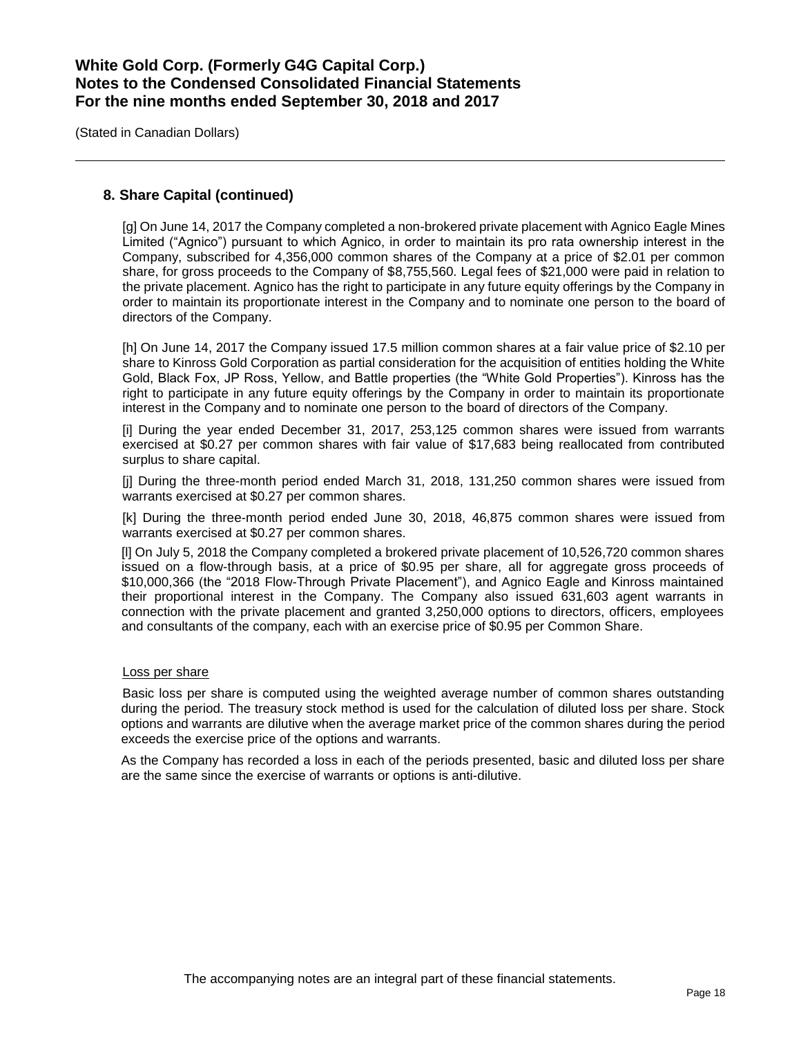## 8. Share Capital (continued)

[g] On June 14, 2017 the Company completed a non-brokered private placement with Agnico Eagle Mines Limited ("Agnico") pursuant to which Agnico, in order to maintain its pro rata ownership interest in the Company, subscribed for 4,356,000 common shares of the Company at a price of $2.01 per common share, for gross proceeds to the Company of $8,755,560. Legal fees of $21,000 were paid in relation to the private placement. Agnico has the right to participate in any future equity offerings by the Company in order to maintain its proportionate interest in the Company and to nominate one person to the board of directors of the Company.

[h] On June 14, 2017 the Company issued 17.5 million common shares at a fair value price of $2.10 per share to Kinross Gold Corporation as partial consideration for the acquisition of entities holding the White Gold, Black Fox, JP Ross, Yellow, and Battle properties (the "White Gold Properties"). Kinross has the right to participate in any future equity offerings by the Company in order to maintain its proportionate interest in the Company and to nominate one person to the board of directors of the Company.

[i] During the year ended December 31, 2017, 253,125 common shares were issued from warrants exercised at $0.27 per common shares with fair value of $17,683 being reallocated from contributed surplus to share capital.

[j] During the three-month period ended March 31, 2018, 131,250 common shares were issued from warrants exercised at $0.27 per common shares.

[k] During the three-month period ended June 30, 2018, 46,875 common shares were issued from warrants exercised at $0.27 per common shares.

[l] On July 5, 2018 the Company completed a brokered private placement of 10,526,720 common shares issued on a flow-through basis, at a price of $0.95 per share, all for aggregate gross proceeds of $10,000,366 (the "2018 Flow-Through Private Placement"), and Agnico Eagle and Kinross maintained their proportional interest in the Company. The Company also issued 631,603 agent warrants in connection with the private placement and granted 3,250,000 options to directors, officers, employees and consultants of the company, each with an exercise price of $0.95 per Common Share.

Loss per share

Basic loss per share is computed using the weighted average number of common shares outstanding during the period. The treasury stock method is used for the calculation of diluted loss per share. Stock options and warrants are dilutive when the average market price of the common shares during the period exceeds the exercise price of the options and warrants.

As the Company has recorded a loss in each of the periods presented, basic and diluted loss per share are the same since the exercise of warrants or options is anti-dilutive.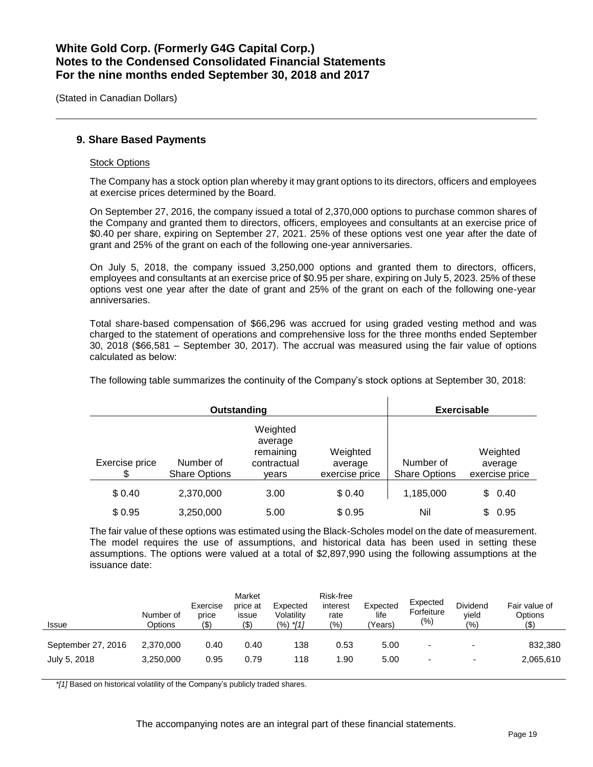**White Gold Corp. (Formerly G4G Capital Corp.)**
**Notes to the Condensed Consolidated Financial Statements**
**For the nine months ended September 30, 2018 and 2017**

(Stated in Canadian Dollars)

## 9. Share Based Payments

Stock Options

The Company has a stock option plan whereby it may grant options to its directors, officers and employees at exercise prices determined by the Board.

On September 27, 2016, the company issued a total of 2,370,000 options to purchase common shares of the Company and granted them to directors, officers, employees and consultants at an exercise price of $0.40 per share, expiring on September 27, 2021. 25% of these options vest one year after the date of grant and 25% of the grant on each of the following one-year anniversaries.

On July 5, 2018, the company issued 3,250,000 options and granted them to directors, officers, employees and consultants at an exercise price of $0.95 per share, expiring on July 5, 2023. 25% of these options vest one year after the date of grant and 25% of the grant on each of the following one-year anniversaries.

Total share-based compensation of $66,296 was accrued for using graded vesting method and was charged to the statement of operations and comprehensive loss for the three months ended September 30, 2018 ($66,581 – September 30, 2017). The accrual was measured using the fair value of options calculated as below:

The following table summarizes the continuity of the Company's stock options at September 30, 2018:

| Outstanding | | | | Exercisable | |
|---|---|---|---|---|---|
| Exercise price $ | Number of Share Options | Weighted average remaining contractual years | Weighted average exercise price | Number of Share Options | Weighted average exercise price |
| $ 0.40 | 2,370,000 | 3.00 | $ 0.40 | 1,185,000 | $ 0.40 |
| $ 0.95 | 3,250,000 | 5.00 | $ 0.95 | Nil | $ 0.95 |

The fair value of these options was estimated using the Black-Scholes model on the date of measurement. The model requires the use of assumptions, and historical data has been used in setting these assumptions. The options were valued at a total of $2,897,990 using the following assumptions at the issuance date:

| Issue | Number of Options | Exercise price ($) | Market price at issue ($) | Expected Volatility (%) *[1] | Risk-free interest rate (%) | Expected life (Years) | Expected Forfeiture (%) | Dividend yield (%) | Fair value of Options ($) |
|---|---|---|---|---|---|---|---|---|---|
| September 27, 2016 | 2,370,000 | 0.40 | 0.40 | 138 | 0.53 | 5.00 | - | - | 832,380 |
| July 5, 2018 | 3,250,000 | 0.95 | 0.79 | 118 | 1.90 | 5.00 | - | - | 2,065,610 |

*[1] Based on historical volatility of the Company's publicly traded shares.

The accompanying notes are an integral part of these financial statements.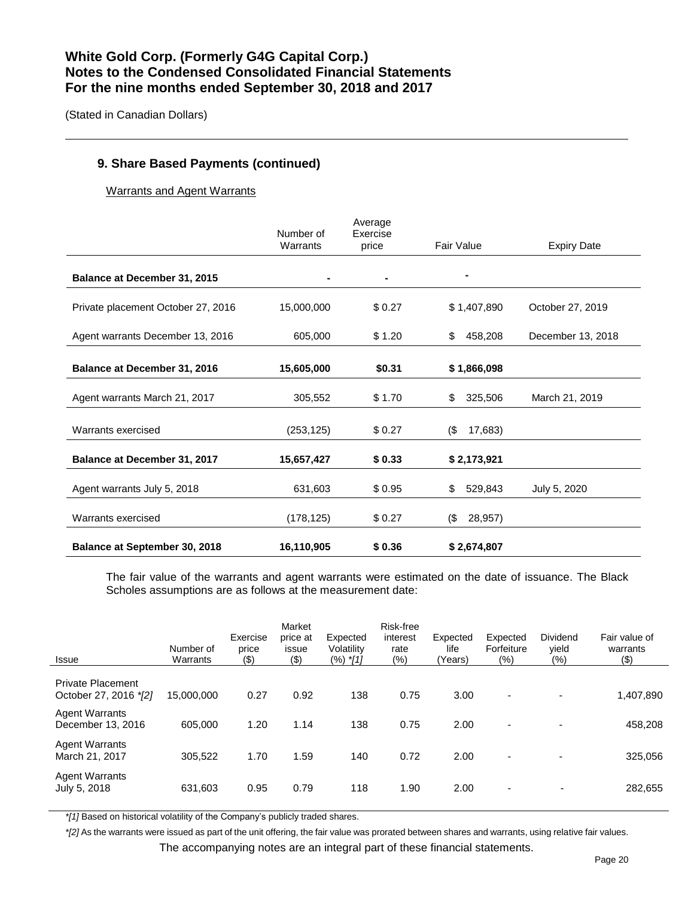# White Gold Corp. (Formerly G4G Capital Corp.)
# Notes to the Condensed Consolidated Financial Statements
# For the nine months ended September 30, 2018 and 2017

(Stated in Canadian Dollars)

## 9. Share Based Payments (continued)

Warrants and Agent Warrants

| | Number of Warrants | Average Exercise price | Fair Value | Expiry Date |
|---|---|---|---|---|
| **Balance at December 31, 2015** | **-** | **-** | **-** | |
| Private placement October 27, 2016 | 15,000,000 | $ 0.27 | $ 1,407,890 | October 27, 2019 |
| Agent warrants December 13, 2016 | 605,000 | $ 1.20 | $ 458,208 | December 13, 2018 |
| **Balance at December 31, 2016** | **15,605,000** | **$0.31** | **$ 1,866,098** | |
| Agent warrants March 21, 2017 | 305,552 | $ 1.70 | $ 325,506 | March 21, 2019 |
| Warrants exercised | (253,125) | $ 0.27 | ($ 17,683) | |
| **Balance at December 31, 2017** | **15,657,427** | **$ 0.33** | **$ 2,173,921** | |
| Agent warrants July 5, 2018 | 631,603 | $ 0.95 | $ 529,843 | July 5, 2020 |
| Warrants exercised | (178,125) | $ 0.27 | ($ 28,957) | |
| **Balance at September 30, 2018** | **16,110,905** | **$ 0.36** | **$ 2,674,807** | |

The fair value of the warrants and agent warrants were estimated on the date of issuance. The Black Scholes assumptions are as follows at the measurement date:

| Issue | Number of Warrants | Exercise price ($) | Market price at issue ($) | Expected Volatility (%) *[1] | Risk-free interest rate (%) | Expected life (Years) | Expected Forfeiture (%) | Dividend yield (%) | Fair value of warrants ($) |
|---|---|---|---|---|---|---|---|---|---|
| Private Placement October 27, 2016 *[2] | 15,000,000 | 0.27 | 0.92 | 138 | 0.75 | 3.00 | - | - | 1,407,890 |
| Agent Warrants December 13, 2016 | 605,000 | 1.20 | 1.14 | 138 | 0.75 | 2.00 | - | - | 458,208 |
| Agent Warrants March 21, 2017 | 305,522 | 1.70 | 1.59 | 140 | 0.72 | 2.00 | - | - | 325,056 |
| Agent Warrants July 5, 2018 | 631,603 | 0.95 | 0.79 | 118 | 1.90 | 2.00 | - | - | 282,655 |

*[1] Based on historical volatility of the Company's publicly traded shares.

*[2] As the warrants were issued as part of the unit offering, the fair value was prorated between shares and warrants, using relative fair values.

The accompanying notes are an integral part of these financial statements.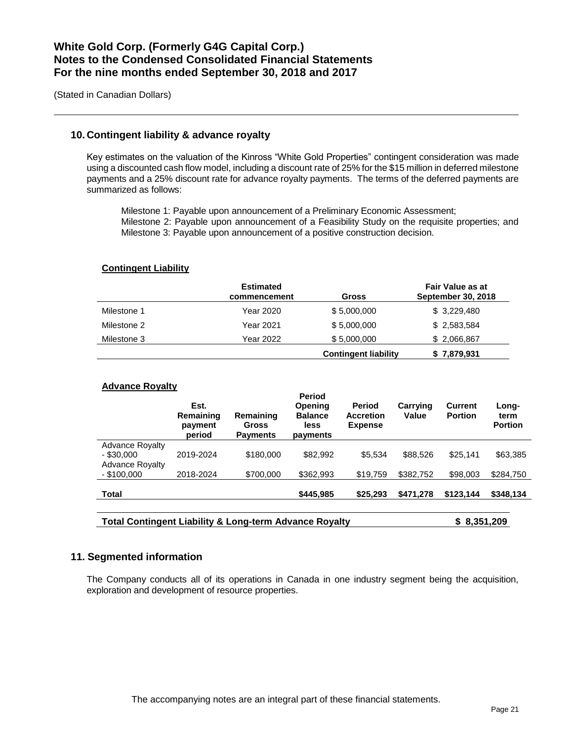(Stated in Canadian Dollars)

## 10. Contingent liability & advance royalty

Key estimates on the valuation of the Kinross "White Gold Properties" contingent consideration was made using a discounted cash flow model, including a discount rate of 25% for the $15 million in deferred milestone payments and a 25% discount rate for advance royalty payments. The terms of the deferred payments are summarized as follows:

Milestone 1: Payable upon announcement of a Preliminary Economic Assessment;
Milestone 2: Payable upon announcement of a Feasibility Study on the requisite properties; and
Milestone 3: Payable upon announcement of a positive construction decision.

**Contingent Liability**

| | Estimated commencement | Gross | Fair Value as at September 30, 2018 |
|---|---|---|---|
| Milestone 1 | Year 2020 | $ 5,000,000 | $ 3,229,480 |
| Milestone 2 | Year 2021 | $ 5,000,000 | $ 2,583,584 |
| Milestone 3 | Year 2022 | $ 5,000,000 | $ 2,066,867 |
| | | **Contingent liability** | **$ 7,879,931** |

**Advance Royalty**

| | Est. Remaining payment period | Remaining Gross Payments | Period Opening Balance less payments | Period Accretion Expense | Carrying Value | Current Portion | Long-term Portion |
|---|---|---|---|---|---|---|---|
| Advance Royalty - $30,000 | 2019-2024 | $180,000 | $82,992 | $5,534 | $88,526 | $25,141 | $63,385 |
| Advance Royalty - $100,000 | 2018-2024 | $700,000 | $362,993 | $19,759 | $382,752 | $98,003 | $284,750 |
| **Total** | | | **$445,985** | **$25,293** | **$471,278** | **$123,144** | **$348,134** |

| **Total Contingent Liability & Long-term Advance Royalty** | **$ 8,351,209** |
|---|---|

## 11. Segmented information

The Company conducts all of its operations in Canada in one industry segment being the acquisition, exploration and development of resource properties.

The accompanying notes are an integral part of these financial statements.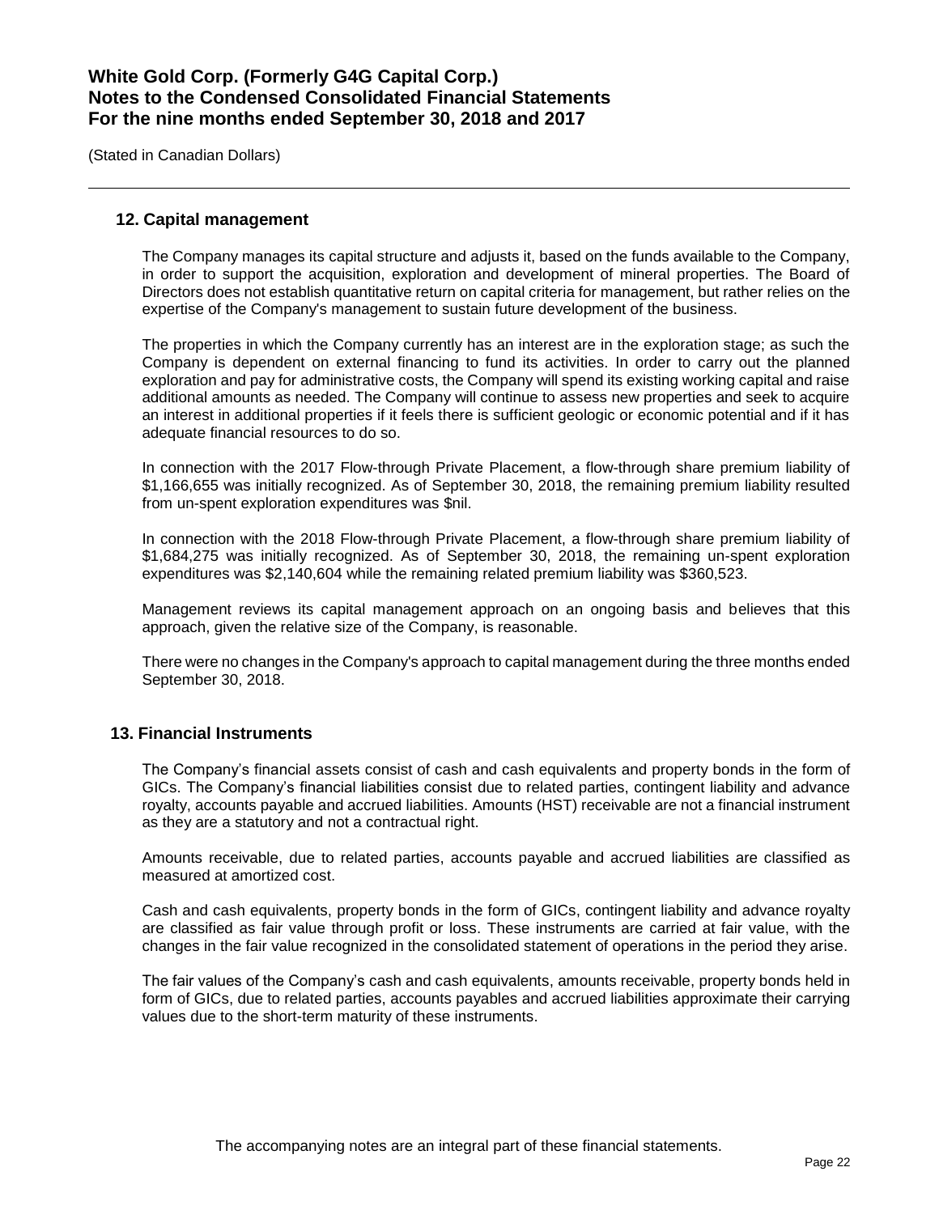## 12. Capital management

The Company manages its capital structure and adjusts it, based on the funds available to the Company, in order to support the acquisition, exploration and development of mineral properties. The Board of Directors does not establish quantitative return on capital criteria for management, but rather relies on the expertise of the Company's management to sustain future development of the business.

The properties in which the Company currently has an interest are in the exploration stage; as such the Company is dependent on external financing to fund its activities. In order to carry out the planned exploration and pay for administrative costs, the Company will spend its existing working capital and raise additional amounts as needed. The Company will continue to assess new properties and seek to acquire an interest in additional properties if it feels there is sufficient geologic or economic potential and if it has adequate financial resources to do so.

In connection with the 2017 Flow-through Private Placement, a flow-through share premium liability of $1,166,655 was initially recognized. As of September 30, 2018, the remaining premium liability resulted from un-spent exploration expenditures was $nil.

In connection with the 2018 Flow-through Private Placement, a flow-through share premium liability of $1,684,275 was initially recognized. As of September 30, 2018, the remaining un-spent exploration expenditures was $2,140,604 while the remaining related premium liability was $360,523.

Management reviews its capital management approach on an ongoing basis and believes that this approach, given the relative size of the Company, is reasonable.

There were no changes in the Company's approach to capital management during the three months ended September 30, 2018.

## 13. Financial Instruments

The Company's financial assets consist of cash and cash equivalents and property bonds in the form of GICs. The Company's financial liabilities consist due to related parties, contingent liability and advance royalty, accounts payable and accrued liabilities. Amounts (HST) receivable are not a financial instrument as they are a statutory and not a contractual right.

Amounts receivable, due to related parties, accounts payable and accrued liabilities are classified as measured at amortized cost.

Cash and cash equivalents, property bonds in the form of GICs, contingent liability and advance royalty are classified as fair value through profit or loss. These instruments are carried at fair value, with the changes in the fair value recognized in the consolidated statement of operations in the period they arise.

The fair values of the Company's cash and cash equivalents, amounts receivable, property bonds held in form of GICs, due to related parties, accounts payables and accrued liabilities approximate their carrying values due to the short-term maturity of these instruments.

The accompanying notes are an integral part of these financial statements.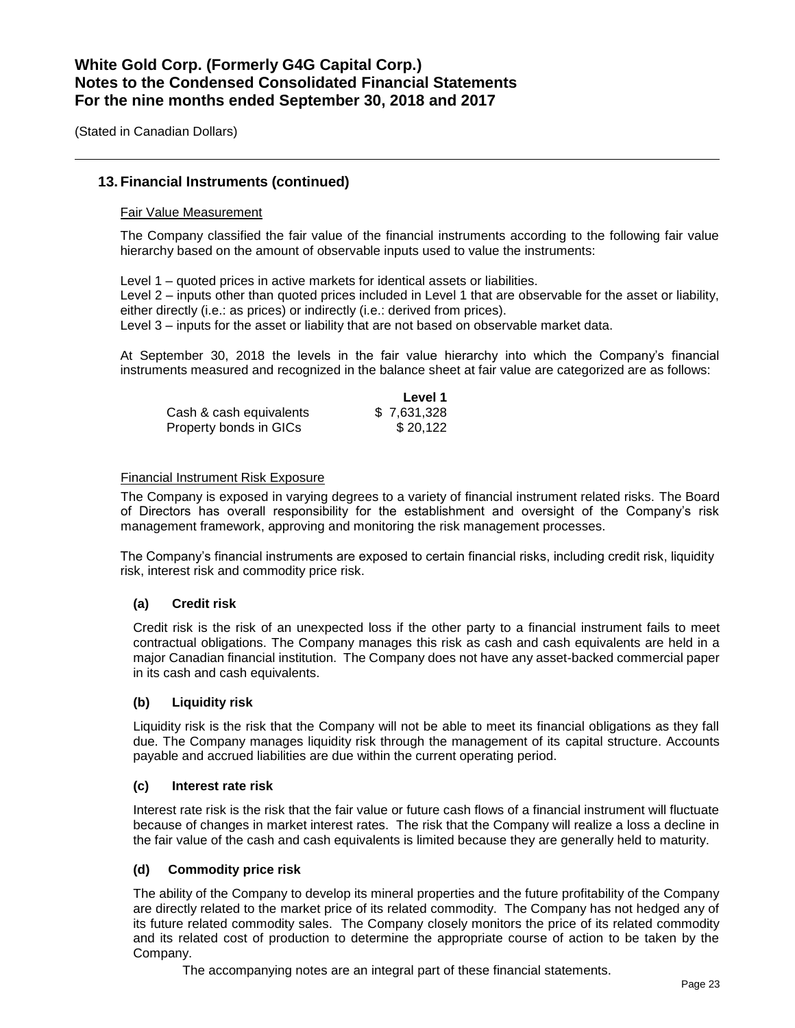## 13. Financial Instruments (continued)

Fair Value Measurement

The Company classified the fair value of the financial instruments according to the following fair value hierarchy based on the amount of observable inputs used to value the instruments:

Level 1 – quoted prices in active markets for identical assets or liabilities.
Level 2 – inputs other than quoted prices included in Level 1 that are observable for the asset or liability, either directly (i.e.: as prices) or indirectly (i.e.: derived from prices).
Level 3 – inputs for the asset or liability that are not based on observable market data.

At September 30, 2018 the levels in the fair value hierarchy into which the Company's financial instruments measured and recognized in the balance sheet at fair value are categorized are as follows:

| | Level 1 |
|---|---|
| Cash & cash equivalents | $ 7,631,328 |
| Property bonds in GICs | $ 20,122 |

Financial Instrument Risk Exposure

The Company is exposed in varying degrees to a variety of financial instrument related risks. The Board of Directors has overall responsibility for the establishment and oversight of the Company's risk management framework, approving and monitoring the risk management processes.

The Company's financial instruments are exposed to certain financial risks, including credit risk, liquidity risk, interest risk and commodity price risk.

**(a) Credit risk**

Credit risk is the risk of an unexpected loss if the other party to a financial instrument fails to meet contractual obligations. The Company manages this risk as cash and cash equivalents are held in a major Canadian financial institution. The Company does not have any asset-backed commercial paper in its cash and cash equivalents.

**(b) Liquidity risk**

Liquidity risk is the risk that the Company will not be able to meet its financial obligations as they fall due. The Company manages liquidity risk through the management of its capital structure. Accounts payable and accrued liabilities are due within the current operating period.

**(c) Interest rate risk**

Interest rate risk is the risk that the fair value or future cash flows of a financial instrument will fluctuate because of changes in market interest rates. The risk that the Company will realize a loss a decline in the fair value of the cash and cash equivalents is limited because they are generally held to maturity.

**(d) Commodity price risk**

The ability of the Company to develop its mineral properties and the future profitability of the Company are directly related to the market price of its related commodity. The Company has not hedged any of its future related commodity sales. The Company closely monitors the price of its related commodity and its related cost of production to determine the appropriate course of action to be taken by the Company.

The accompanying notes are an integral part of these financial statements.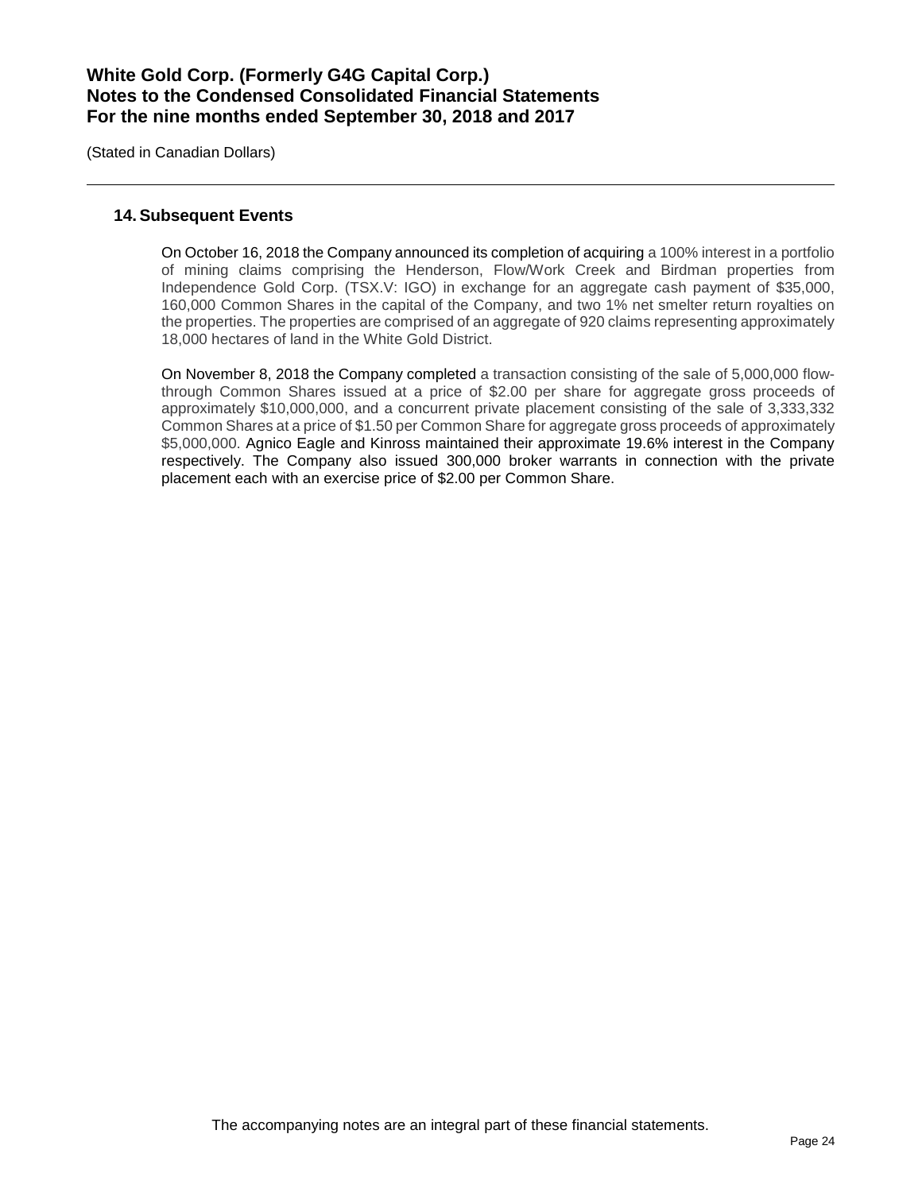## 14. Subsequent Events

On October 16, 2018 the Company announced its completion of acquiring a 100% interest in a portfolio of mining claims comprising the Henderson, Flow/Work Creek and Birdman properties from Independence Gold Corp. (TSX.V: IGO) in exchange for an aggregate cash payment of $35,000, 160,000 Common Shares in the capital of the Company, and two 1% net smelter return royalties on the properties. The properties are comprised of an aggregate of 920 claims representing approximately 18,000 hectares of land in the White Gold District.

On November 8, 2018 the Company completed a transaction consisting of the sale of 5,000,000 flow-through Common Shares issued at a price of $2.00 per share for aggregate gross proceeds of approximately $10,000,000, and a concurrent private placement consisting of the sale of 3,333,332 Common Shares at a price of $1.50 per Common Share for aggregate gross proceeds of approximately $5,000,000. Agnico Eagle and Kinross maintained their approximate 19.6% interest in the Company respectively. The Company also issued 300,000 broker warrants in connection with the private placement each with an exercise price of $2.00 per Common Share.

The accompanying notes are an integral part of these financial statements.